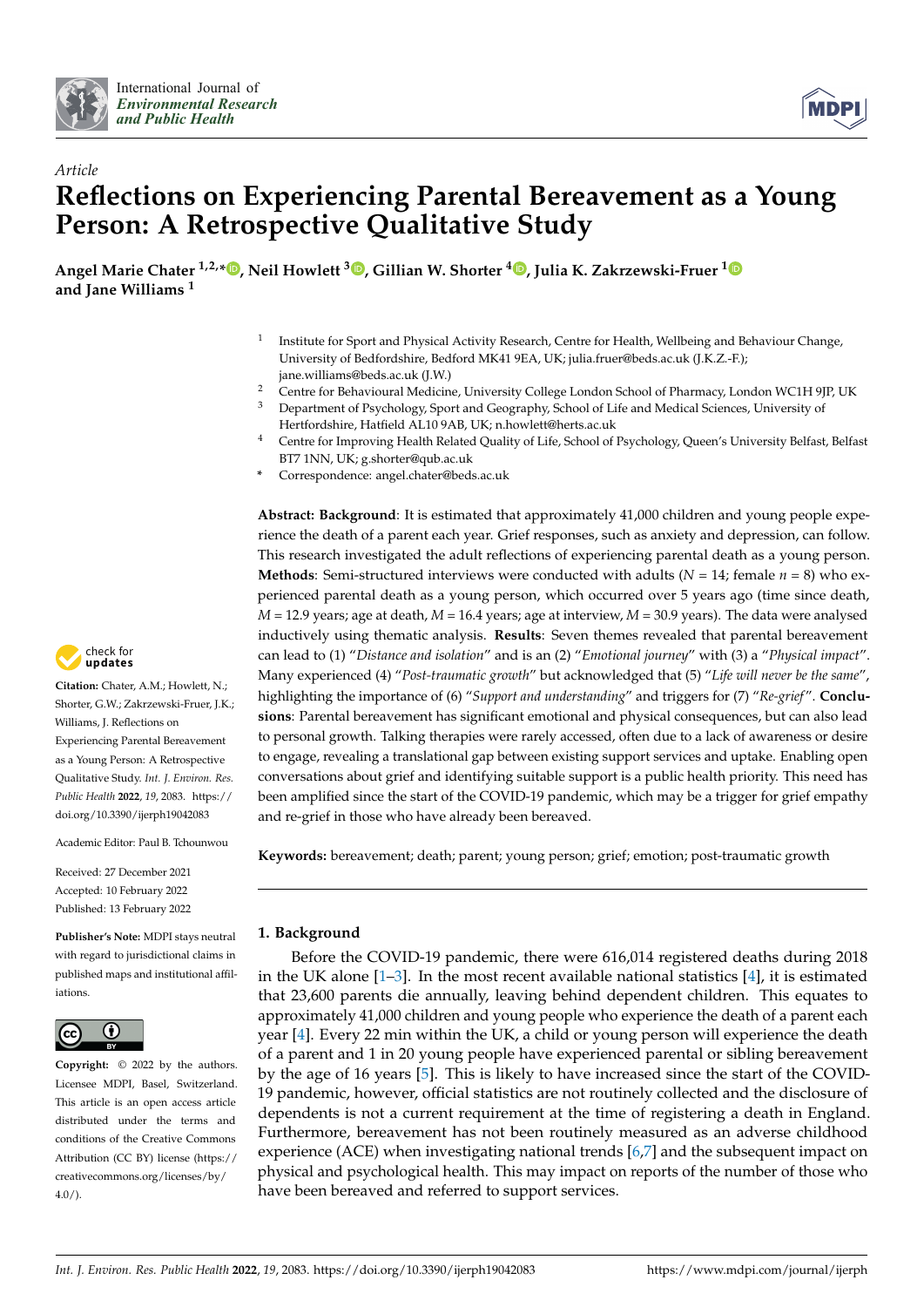Article

# Reflections on Experiencing Parental Bereavement as a Young Person: A Retrospective Qualitative Study

**Angel Marie Chater [1,2,*], Neil Howlett [3], Gillian W. Shorter [4], Julia K. Zakrzewski-Fruer [1] and Jane Williams [1]**

[1] Institute for Sport and Physical Activity Research, Centre for Health, Wellbeing and Behaviour Change, University of Bedfordshire, Bedford MK41 9EA, UK; julia.fruer@beds.ac.uk (J.K.Z.-F.); jane.williams@beds.ac.uk (J.W.)

[2] Centre for Behavioural Medicine, University College London School of Pharmacy, London WC1H 9JP, UK

[3] Department of Psychology, Sport and Geography, School of Life and Medical Sciences, University of Hertfordshire, Hatfield AL10 9AB, UK; n.howlett@herts.ac.uk

[4] Centre for Improving Health Related Quality of Life, School of Psychology, Queen's University Belfast, Belfast BT7 1NN, UK; g.shorter@qub.ac.uk

[*] Correspondence: angel.chater@beds.ac.uk

**Abstract: Background**: It is estimated that approximately 41,000 children and young people experience the death of a parent each year. Grief responses, such as anxiety and depression, can follow. This research investigated the adult reflections of experiencing parental death as a young person. **Methods**: Semi-structured interviews were conducted with adults ($N$ = 14; female $n$ = 8) who experienced parental death as a young person, which occurred over 5 years ago (time since death, $M$ = 12.9 years; age at death, $M$ = 16.4 years; age at interview, $M$ = 30.9 years). The data were analysed inductively using thematic analysis. **Results**: Seven themes revealed that parental bereavement can lead to (1) "*Distance and isolation*" and is an (2) "*Emotional journey*" with (3) a "*Physical impact*". Many experienced (4) "*Post-traumatic growth*" but acknowledged that (5) "*Life will never be the same*", highlighting the importance of (6) "*Support and understanding*" and triggers for (7) "*Re-grief*". **Conclusions**: Parental bereavement has significant emotional and physical consequences, but can also lead to personal growth. Talking therapies were rarely accessed, often due to a lack of awareness or desire to engage, revealing a translational gap between existing support services and uptake. Enabling open conversations about grief and identifying suitable support is a public health priority. This need has been amplified since the start of the COVID-19 pandemic, which may be a trigger for grief empathy and re-grief in those who have already been bereaved.

**Keywords:** bereavement; death; parent; young person; grief; emotion; post-traumatic growth

**Citation:** Chater, A.M.; Howlett, N.; Shorter, G.W.; Zakrzewski-Fruer, J.K.; Williams, J. Reflections on Experiencing Parental Bereavement as a Young Person: A Retrospective Qualitative Study. *Int. J. Environ. Res. Public Health* **2022**, *19*, 2083. https://doi.org/10.3390/ijerph19042083

Academic Editor: Paul B. Tchounwou

Received: 27 December 2021
Accepted: 10 February 2022
Published: 13 February 2022

**Publisher's Note:** MDPI stays neutral with regard to jurisdictional claims in published maps and institutional affiliations.

**Copyright:** © 2022 by the authors. Licensee MDPI, Basel, Switzerland. This article is an open access article distributed under the terms and conditions of the Creative Commons Attribution (CC BY) license (https://creativecommons.org/licenses/by/4.0/).

## 1. Background

Before the COVID-19 pandemic, there were 616,014 registered deaths during 2018 in the UK alone [1–3]. In the most recent available national statistics [4], it is estimated that 23,600 parents die annually, leaving behind dependent children. This equates to approximately 41,000 children and young people who experience the death of a parent each year [4]. Every 22 min within the UK, a child or young person will experience the death of a parent and 1 in 20 young people have experienced parental or sibling bereavement by the age of 16 years [5]. This is likely to have increased since the start of the COVID-19 pandemic, however, official statistics are not routinely collected and the disclosure of dependents is not a current requirement at the time of registering a death in England. Furthermore, bereavement has not been routinely measured as an adverse childhood experience (ACE) when investigating national trends [6,7] and the subsequent impact on physical and psychological health. This may impact on reports of the number of those who have been bereaved and referred to support services.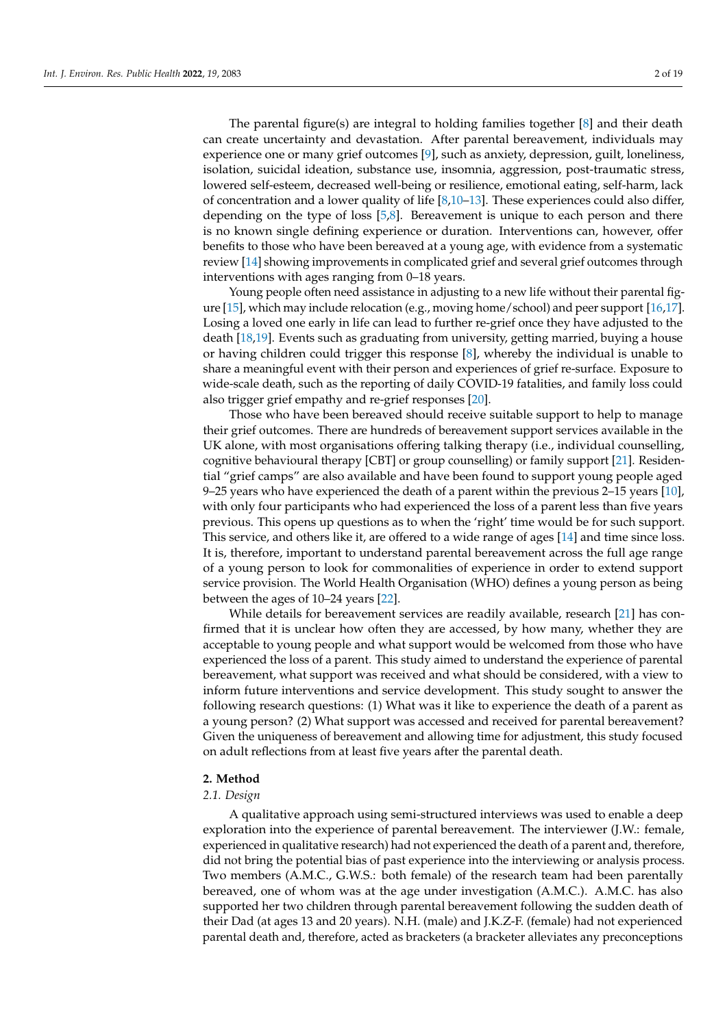The parental figure(s) are integral to holding families together [8] and their death can create uncertainty and devastation. After parental bereavement, individuals may experience one or many grief outcomes [9], such as anxiety, depression, guilt, loneliness, isolation, suicidal ideation, substance use, insomnia, aggression, post-traumatic stress, lowered self-esteem, decreased well-being or resilience, emotional eating, self-harm, lack of concentration and a lower quality of life [8,10–13]. These experiences could also differ, depending on the type of loss [5,8]. Bereavement is unique to each person and there is no known single defining experience or duration. Interventions can, however, offer benefits to those who have been bereaved at a young age, with evidence from a systematic review [14] showing improvements in complicated grief and several grief outcomes through interventions with ages ranging from 0–18 years.

Young people often need assistance in adjusting to a new life without their parental figure [15], which may include relocation (e.g., moving home/school) and peer support [16,17]. Losing a loved one early in life can lead to further re-grief once they have adjusted to the death [18,19]. Events such as graduating from university, getting married, buying a house or having children could trigger this response [8], whereby the individual is unable to share a meaningful event with their person and experiences of grief re-surface. Exposure to wide-scale death, such as the reporting of daily COVID-19 fatalities, and family loss could also trigger grief empathy and re-grief responses [20].

Those who have been bereaved should receive suitable support to help to manage their grief outcomes. There are hundreds of bereavement support services available in the UK alone, with most organisations offering talking therapy (i.e., individual counselling, cognitive behavioural therapy [CBT] or group counselling) or family support [21]. Residential "grief camps" are also available and have been found to support young people aged 9–25 years who have experienced the death of a parent within the previous 2–15 years [10], with only four participants who had experienced the loss of a parent less than five years previous. This opens up questions as to when the 'right' time would be for such support. This service, and others like it, are offered to a wide range of ages [14] and time since loss. It is, therefore, important to understand parental bereavement across the full age range of a young person to look for commonalities of experience in order to extend support service provision. The World Health Organisation (WHO) defines a young person as being between the ages of 10–24 years [22].

While details for bereavement services are readily available, research [21] has confirmed that it is unclear how often they are accessed, by how many, whether they are acceptable to young people and what support would be welcomed from those who have experienced the loss of a parent. This study aimed to understand the experience of parental bereavement, what support was received and what should be considered, with a view to inform future interventions and service development. This study sought to answer the following research questions: (1) What was it like to experience the death of a parent as a young person? (2) What support was accessed and received for parental bereavement? Given the uniqueness of bereavement and allowing time for adjustment, this study focused on adult reflections from at least five years after the parental death.

## 2. Method

### 2.1. Design

A qualitative approach using semi-structured interviews was used to enable a deep exploration into the experience of parental bereavement. The interviewer (J.W.: female, experienced in qualitative research) had not experienced the death of a parent and, therefore, did not bring the potential bias of past experience into the interviewing or analysis process. Two members (A.M.C., G.W.S.: both female) of the research team had been parentally bereaved, one of whom was at the age under investigation (A.M.C.). A.M.C. has also supported her two children through parental bereavement following the sudden death of their Dad (at ages 13 and 20 years). N.H. (male) and J.K.Z-F. (female) had not experienced parental death and, therefore, acted as bracketers (a bracketer alleviates any preconceptions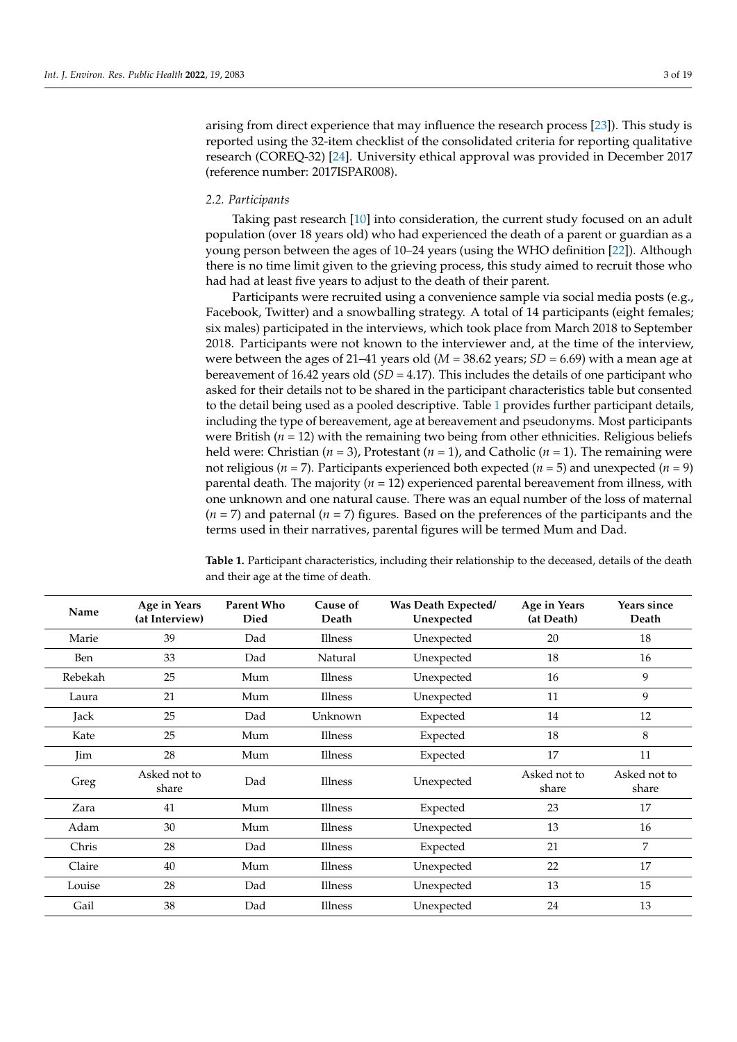arising from direct experience that may influence the research process [23]). This study is reported using the 32-item checklist of the consolidated criteria for reporting qualitative research (COREQ-32) [24]. University ethical approval was provided in December 2017 (reference number: 2017ISPAR008).

### *2.2. Participants*

Taking past research [10] into consideration, the current study focused on an adult population (over 18 years old) who had experienced the death of a parent or guardian as a young person between the ages of 10–24 years (using the WHO definition [22]). Although there is no time limit given to the grieving process, this study aimed to recruit those who had had at least five years to adjust to the death of their parent.

Participants were recruited using a convenience sample via social media posts (e.g., Facebook, Twitter) and a snowballing strategy. A total of 14 participants (eight females; six males) participated in the interviews, which took place from March 2018 to September 2018. Participants were not known to the interviewer and, at the time of the interview, were between the ages of 21–41 years old ($M = 38.62$ years; $SD = 6.69$) with a mean age at bereavement of 16.42 years old ($SD = 4.17$). This includes the details of one participant who asked for their details not to be shared in the participant characteristics table but consented to the detail being used as a pooled descriptive. Table 1 provides further participant details, including the type of bereavement, age at bereavement and pseudonyms. Most participants were British ($n = 12$) with the remaining two being from other ethnicities. Religious beliefs held were: Christian ($n = 3$), Protestant ($n = 1$), and Catholic ($n = 1$). The remaining were not religious ($n = 7$). Participants experienced both expected ($n = 5$) and unexpected ($n = 9$) parental death. The majority ($n = 12$) experienced parental bereavement from illness, with one unknown and one natural cause. There was an equal number of the loss of maternal ($n = 7$) and paternal ($n = 7$) figures. Based on the preferences of the participants and the terms used in their narratives, parental figures will be termed Mum and Dad.

**Table 1.** Participant characteristics, including their relationship to the deceased, details of the death and their age at the time of death.

| Name | Age in Years (at Interview) | Parent Who Died | Cause of Death | Was Death Expected/ Unexpected | Age in Years (at Death) | Years since Death |
|---|---|---|---|---|---|---|
| Marie | 39 | Dad | Illness | Unexpected | 20 | 18 |
| Ben | 33 | Dad | Natural | Unexpected | 18 | 16 |
| Rebekah | 25 | Mum | Illness | Unexpected | 16 | 9 |
| Laura | 21 | Mum | Illness | Unexpected | 11 | 9 |
| Jack | 25 | Dad | Unknown | Expected | 14 | 12 |
| Kate | 25 | Mum | Illness | Expected | 18 | 8 |
| Jim | 28 | Mum | Illness | Expected | 17 | 11 |
| Greg | Asked not to share | Dad | Illness | Unexpected | Asked not to share | Asked not to share |
| Zara | 41 | Mum | Illness | Expected | 23 | 17 |
| Adam | 30 | Mum | Illness | Unexpected | 13 | 16 |
| Chris | 28 | Dad | Illness | Expected | 21 | 7 |
| Claire | 40 | Mum | Illness | Unexpected | 22 | 17 |
| Louise | 28 | Dad | Illness | Unexpected | 13 | 15 |
| Gail | 38 | Dad | Illness | Unexpected | 24 | 13 |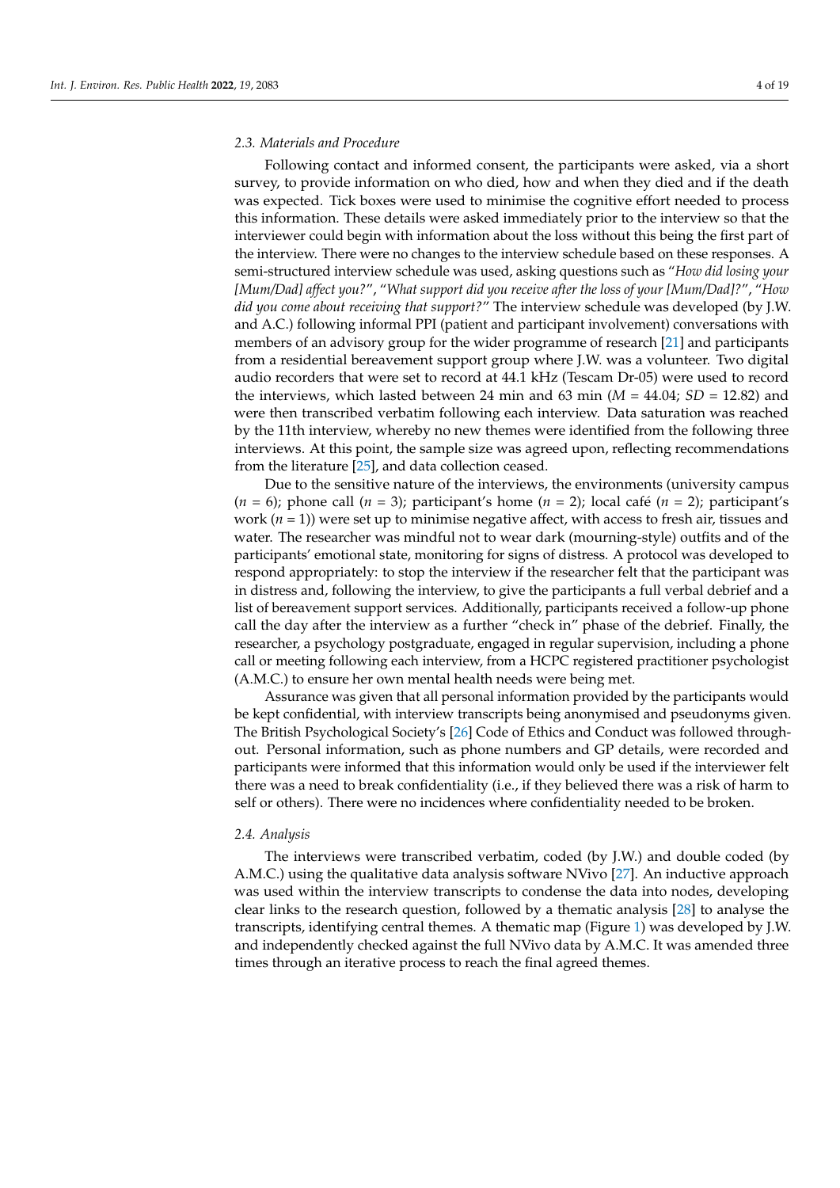### 2.3. Materials and Procedure

Following contact and informed consent, the participants were asked, via a short survey, to provide information on who died, how and when they died and if the death was expected. Tick boxes were used to minimise the cognitive effort needed to process this information. These details were asked immediately prior to the interview so that the interviewer could begin with information about the loss without this being the first part of the interview. There were no changes to the interview schedule based on these responses. A semi-structured interview schedule was used, asking questions such as "*How did losing your [Mum/Dad] affect you?*", "*What support did you receive after the loss of your [Mum/Dad]?*", "*How did you come about receiving that support?*" The interview schedule was developed (by J.W. and A.C.) following informal PPI (patient and participant involvement) conversations with members of an advisory group for the wider programme of research [21] and participants from a residential bereavement support group where J.W. was a volunteer. Two digital audio recorders that were set to record at 44.1 kHz (Tescam Dr-05) were used to record the interviews, which lasted between 24 min and 63 min ($M$ = 44.04; $SD$ = 12.82) and were then transcribed verbatim following each interview. Data saturation was reached by the 11th interview, whereby no new themes were identified from the following three interviews. At this point, the sample size was agreed upon, reflecting recommendations from the literature [25], and data collection ceased.

Due to the sensitive nature of the interviews, the environments (university campus ($n$ = 6); phone call ($n$ = 3); participant's home ($n$ = 2); local café ($n$ = 2); participant's work ($n$ = 1)) were set up to minimise negative affect, with access to fresh air, tissues and water. The researcher was mindful not to wear dark (mourning-style) outfits and of the participants' emotional state, monitoring for signs of distress. A protocol was developed to respond appropriately: to stop the interview if the researcher felt that the participant was in distress and, following the interview, to give the participants a full verbal debrief and a list of bereavement support services. Additionally, participants received a follow-up phone call the day after the interview as a further "check in" phase of the debrief. Finally, the researcher, a psychology postgraduate, engaged in regular supervision, including a phone call or meeting following each interview, from a HCPC registered practitioner psychologist (A.M.C.) to ensure her own mental health needs were being met.

Assurance was given that all personal information provided by the participants would be kept confidential, with interview transcripts being anonymised and pseudonyms given. The British Psychological Society's [26] Code of Ethics and Conduct was followed throughout. Personal information, such as phone numbers and GP details, were recorded and participants were informed that this information would only be used if the interviewer felt there was a need to break confidentiality (i.e., if they believed there was a risk of harm to self or others). There were no incidences where confidentiality needed to be broken.

### 2.4. Analysis

The interviews were transcribed verbatim, coded (by J.W.) and double coded (by A.M.C.) using the qualitative data analysis software NVivo [27]. An inductive approach was used within the interview transcripts to condense the data into nodes, developing clear links to the research question, followed by a thematic analysis [28] to analyse the transcripts, identifying central themes. A thematic map (Figure 1) was developed by J.W. and independently checked against the full NVivo data by A.M.C. It was amended three times through an iterative process to reach the final agreed themes.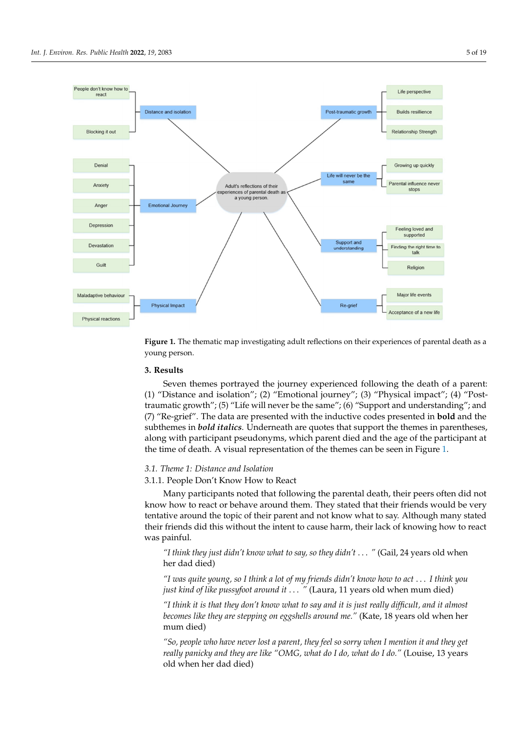**Figure 1.** The thematic map investigating adult reflections on their experiences of parental death as a young person.

## 3. Results

Seven themes portrayed the journey experienced following the death of a parent: (1) "Distance and isolation"; (2) "Emotional journey"; (3) "Physical impact"; (4) "Post-traumatic growth"; (5) "Life will never be the same"; (6) "Support and understanding"; and (7) "Re-grief". The data are presented with the inductive codes presented in **bold** and the subthemes in ***bold italics***. Underneath are quotes that support the themes in parentheses, along with participant pseudonyms, which parent died and the age of the participant at the time of death. A visual representation of the themes can be seen in Figure 1.

### *3.1. Theme 1: Distance and Isolation*

#### 3.1.1. People Don't Know How to React

Many participants noted that following the parental death, their peers often did not know how to react or behave around them. They stated that their friends would be very tentative around the topic of their parent and not know what to say. Although many stated their friends did this without the intent to cause harm, their lack of knowing how to react was painful.

> *"I think they just didn't know what to say, so they didn't . . . "* (Gail, 24 years old when her dad died)

> *"I was quite young, so I think a lot of my friends didn't know how to act . . . I think you just kind of like pussyfoot around it . . . "* (Laura, 11 years old when mum died)

> *"I think it is that they don't know what to say and it is just really difficult, and it almost becomes like they are stepping on eggshells around me."* (Kate, 18 years old when her mum died)

> *"So, people who have never lost a parent, they feel so sorry when I mention it and they get really panicky and they are like "OMG, what do I do, what do I do."* (Louise, 13 years old when her dad died)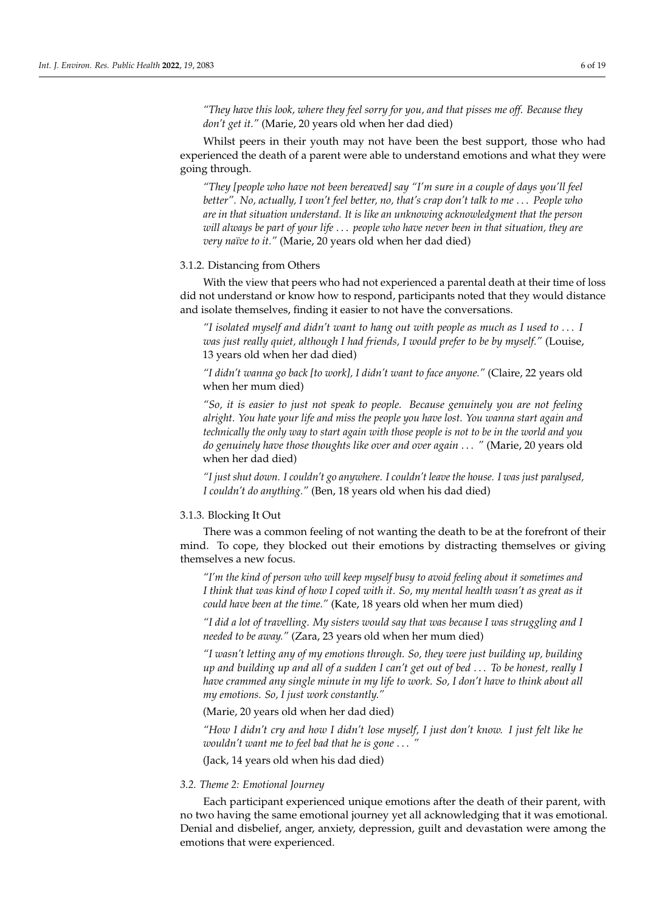*"They have this look, where they feel sorry for you, and that pisses me off. Because they don't get it."* (Marie, 20 years old when her dad died)

Whilst peers in their youth may not have been the best support, those who had experienced the death of a parent were able to understand emotions and what they were going through.

*"They [people who have not been bereaved] say "I'm sure in a couple of days you'll feel better". No, actually, I won't feel better, no, that's crap don't talk to me ... People who are in that situation understand. It is like an unknowing acknowledgment that the person will always be part of your life ... people who have never been in that situation, they are very naïve to it."* (Marie, 20 years old when her dad died)

#### 3.1.2. Distancing from Others

With the view that peers who had not experienced a parental death at their time of loss did not understand or know how to respond, participants noted that they would distance and isolate themselves, finding it easier to not have the conversations.

*"I isolated myself and didn't want to hang out with people as much as I used to ... I was just really quiet, although I had friends, I would prefer to be by myself."* (Louise, 13 years old when her dad died)

*"I didn't wanna go back [to work], I didn't want to face anyone."* (Claire, 22 years old when her mum died)

*"So, it is easier to just not speak to people. Because genuinely you are not feeling alright. You hate your life and miss the people you have lost. You wanna start again and technically the only way to start again with those people is not to be in the world and you do genuinely have those thoughts like over and over again ... "* (Marie, 20 years old when her dad died)

*"I just shut down. I couldn't go anywhere. I couldn't leave the house. I was just paralysed, I couldn't do anything."* (Ben, 18 years old when his dad died)

#### 3.1.3. Blocking It Out

There was a common feeling of not wanting the death to be at the forefront of their mind. To cope, they blocked out their emotions by distracting themselves or giving themselves a new focus.

*"I'm the kind of person who will keep myself busy to avoid feeling about it sometimes and I think that was kind of how I coped with it. So, my mental health wasn't as great as it could have been at the time."* (Kate, 18 years old when her mum died)

*"I did a lot of travelling. My sisters would say that was because I was struggling and I needed to be away."* (Zara, 23 years old when her mum died)

*"I wasn't letting any of my emotions through. So, they were just building up, building up and building up and all of a sudden I can't get out of bed ... To be honest, really I have crammed any single minute in my life to work. So, I don't have to think about all my emotions. So, I just work constantly."*

(Marie, 20 years old when her dad died)

*"How I didn't cry and how I didn't lose myself, I just don't know. I just felt like he wouldn't want me to feel bad that he is gone ... "*

(Jack, 14 years old when his dad died)

### *3.2. Theme 2: Emotional Journey*

Each participant experienced unique emotions after the death of their parent, with no two having the same emotional journey yet all acknowledging that it was emotional. Denial and disbelief, anger, anxiety, depression, guilt and devastation were among the emotions that were experienced.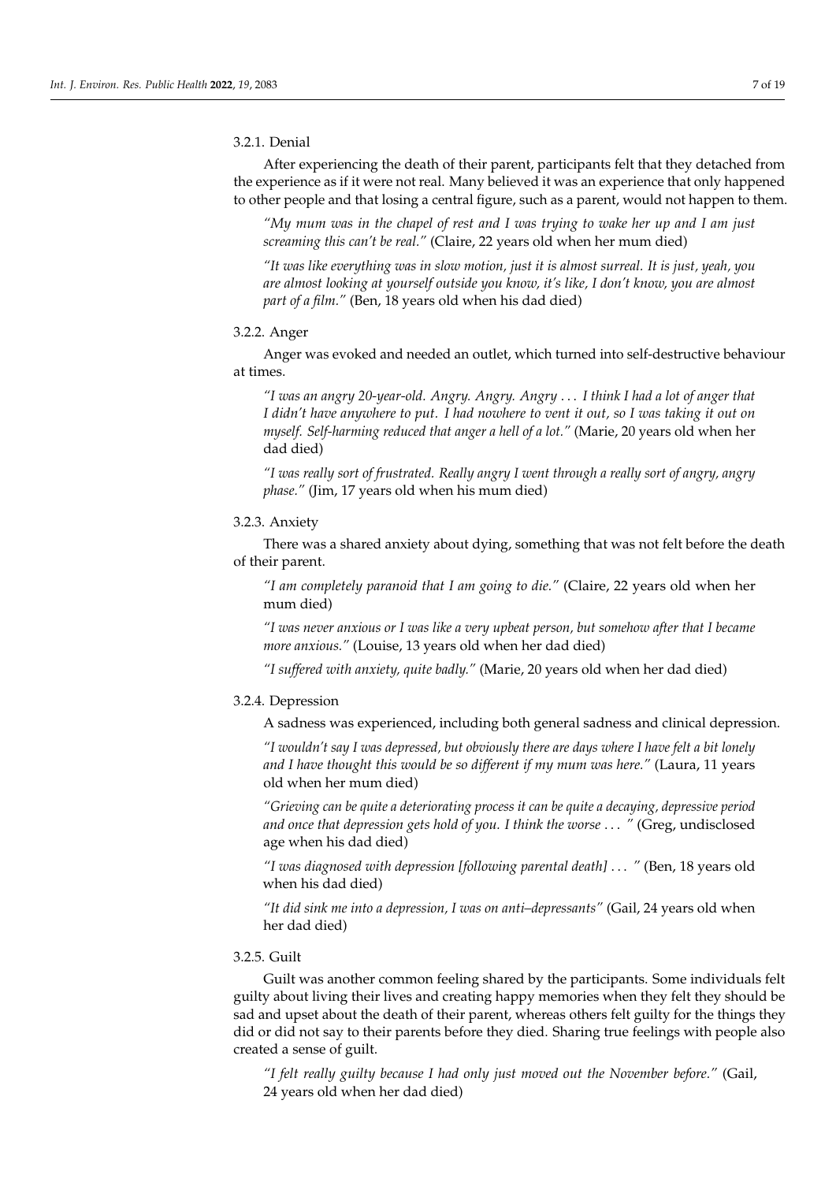#### 3.2.1. Denial

After experiencing the death of their parent, participants felt that they detached from the experience as if it were not real. Many believed it was an experience that only happened to other people and that losing a central figure, such as a parent, would not happen to them.

> *"My mum was in the chapel of rest and I was trying to wake her up and I am just screaming this can't be real."* (Claire, 22 years old when her mum died)

> *"It was like everything was in slow motion, just it is almost surreal. It is just, yeah, you are almost looking at yourself outside you know, it's like, I don't know, you are almost part of a film."* (Ben, 18 years old when his dad died)

#### 3.2.2. Anger

Anger was evoked and needed an outlet, which turned into self-destructive behaviour at times.

> *"I was an angry 20-year-old. Angry. Angry. Angry . . . I think I had a lot of anger that I didn't have anywhere to put. I had nowhere to vent it out, so I was taking it out on myself. Self-harming reduced that anger a hell of a lot."* (Marie, 20 years old when her dad died)

> *"I was really sort of frustrated. Really angry I went through a really sort of angry, angry phase."* (Jim, 17 years old when his mum died)

#### 3.2.3. Anxiety

There was a shared anxiety about dying, something that was not felt before the death of their parent.

> *"I am completely paranoid that I am going to die."* (Claire, 22 years old when her mum died)

> *"I was never anxious or I was like a very upbeat person, but somehow after that I became more anxious."* (Louise, 13 years old when her dad died)

> *"I suffered with anxiety, quite badly."* (Marie, 20 years old when her dad died)

#### 3.2.4. Depression

A sadness was experienced, including both general sadness and clinical depression.

> *"I wouldn't say I was depressed, but obviously there are days where I have felt a bit lonely and I have thought this would be so different if my mum was here."* (Laura, 11 years old when her mum died)

> *"Grieving can be quite a deteriorating process it can be quite a decaying, depressive period and once that depression gets hold of you. I think the worse . . . "* (Greg, undisclosed age when his dad died)

> *"I was diagnosed with depression [following parental death] . . . "* (Ben, 18 years old when his dad died)

> *"It did sink me into a depression, I was on anti–depressants"* (Gail, 24 years old when her dad died)

#### 3.2.5. Guilt

Guilt was another common feeling shared by the participants. Some individuals felt guilty about living their lives and creating happy memories when they felt they should be sad and upset about the death of their parent, whereas others felt guilty for the things they did or did not say to their parents before they died. Sharing true feelings with people also created a sense of guilt.

> *"I felt really guilty because I had only just moved out the November before."* (Gail, 24 years old when her dad died)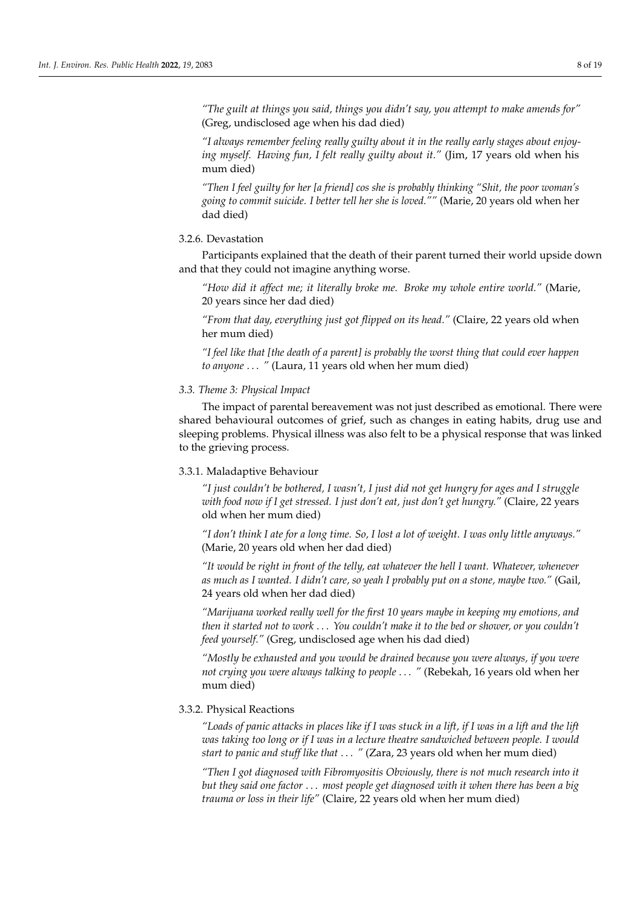*"The guilt at things you said, things you didn't say, you attempt to make amends for"* (Greg, undisclosed age when his dad died)

*"I always remember feeling really guilty about it in the really early stages about enjoying myself. Having fun, I felt really guilty about it."* (Jim, 17 years old when his mum died)

*"Then I feel guilty for her [a friend] cos she is probably thinking "Shit, the poor woman's going to commit suicide. I better tell her she is loved.""* (Marie, 20 years old when her dad died)

#### 3.2.6. Devastation

Participants explained that the death of their parent turned their world upside down and that they could not imagine anything worse.

*"How did it affect me; it literally broke me. Broke my whole entire world."* (Marie, 20 years since her dad died)

*"From that day, everything just got flipped on its head."* (Claire, 22 years old when her mum died)

*"I feel like that [the death of a parent] is probably the worst thing that could ever happen to anyone . . . "* (Laura, 11 years old when her mum died)

### *3.3. Theme 3: Physical Impact*

The impact of parental bereavement was not just described as emotional. There were shared behavioural outcomes of grief, such as changes in eating habits, drug use and sleeping problems. Physical illness was also felt to be a physical response that was linked to the grieving process.

#### 3.3.1. Maladaptive Behaviour

*"I just couldn't be bothered, I wasn't, I just did not get hungry for ages and I struggle with food now if I get stressed. I just don't eat, just don't get hungry."* (Claire, 22 years old when her mum died)

*"I don't think I ate for a long time. So, I lost a lot of weight. I was only little anyways."* (Marie, 20 years old when her dad died)

*"It would be right in front of the telly, eat whatever the hell I want. Whatever, whenever as much as I wanted. I didn't care, so yeah I probably put on a stone, maybe two."* (Gail, 24 years old when her dad died)

*"Marijuana worked really well for the first 10 years maybe in keeping my emotions, and then it started not to work . . . You couldn't make it to the bed or shower, or you couldn't feed yourself."* (Greg, undisclosed age when his dad died)

*"Mostly be exhausted and you would be drained because you were always, if you were not crying you were always talking to people . . . "* (Rebekah, 16 years old when her mum died)

#### 3.3.2. Physical Reactions

*"Loads of panic attacks in places like if I was stuck in a lift, if I was in a lift and the lift was taking too long or if I was in a lecture theatre sandwiched between people. I would start to panic and stuff like that . . . "* (Zara, 23 years old when her mum died)

*"Then I got diagnosed with Fibromyositis Obviously, there is not much research into it but they said one factor . . . most people get diagnosed with it when there has been a big trauma or loss in their life"* (Claire, 22 years old when her mum died)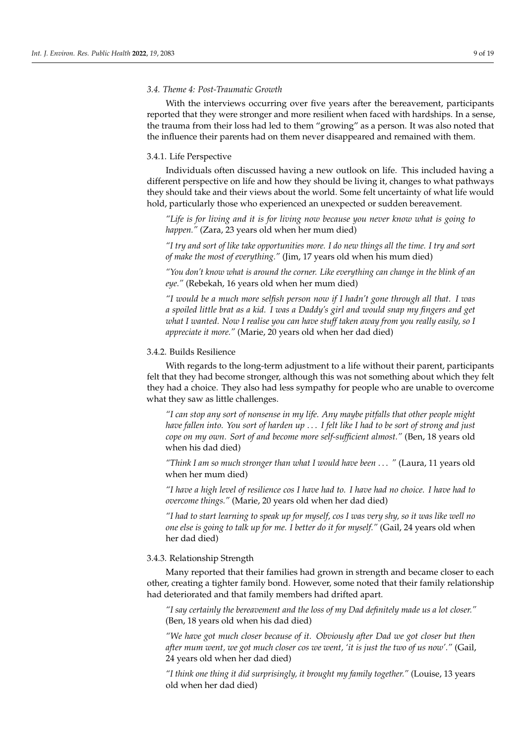### 3.4. Theme 4: Post-Traumatic Growth

With the interviews occurring over five years after the bereavement, participants reported that they were stronger and more resilient when faced with hardships. In a sense, the trauma from their loss had led to them "growing" as a person. It was also noted that the influence their parents had on them never disappeared and remained with them.

#### 3.4.1. Life Perspective

Individuals often discussed having a new outlook on life. This included having a different perspective on life and how they should be living it, changes to what pathways they should take and their views about the world. Some felt uncertainty of what life would hold, particularly those who experienced an unexpected or sudden bereavement.

> *"Life is for living and it is for living now because you never know what is going to happen."* (Zara, 23 years old when her mum died)

> *"I try and sort of like take opportunities more. I do new things all the time. I try and sort of make the most of everything."* (Jim, 17 years old when his mum died)

> *"You don't know what is around the corner. Like everything can change in the blink of an eye."* (Rebekah, 16 years old when her mum died)

> *"I would be a much more selfish person now if I hadn't gone through all that. I was a spoiled little brat as a kid. I was a Daddy's girl and would snap my fingers and get what I wanted. Now I realise you can have stuff taken away from you really easily, so I appreciate it more."* (Marie, 20 years old when her dad died)

#### 3.4.2. Builds Resilience

With regards to the long-term adjustment to a life without their parent, participants felt that they had become stronger, although this was not something about which they felt they had a choice. They also had less sympathy for people who are unable to overcome what they saw as little challenges.

> *"I can stop any sort of nonsense in my life. Any maybe pitfalls that other people might have fallen into. You sort of harden up ... I felt like I had to be sort of strong and just cope on my own. Sort of and become more self-sufficient almost."* (Ben, 18 years old when his dad died)

> *"Think I am so much stronger than what I would have been ... "* (Laura, 11 years old when her mum died)

> *"I have a high level of resilience cos I have had to. I have had no choice. I have had to overcome things."* (Marie, 20 years old when her dad died)

> *"I had to start learning to speak up for myself, cos I was very shy, so it was like well no one else is going to talk up for me. I better do it for myself."* (Gail, 24 years old when her dad died)

#### 3.4.3. Relationship Strength

Many reported that their families had grown in strength and became closer to each other, creating a tighter family bond. However, some noted that their family relationship had deteriorated and that family members had drifted apart.

> *"I say certainly the bereavement and the loss of my Dad definitely made us a lot closer."* (Ben, 18 years old when his dad died)

> *"We have got much closer because of it. Obviously after Dad we got closer but then after mum went, we got much closer cos we went, 'it is just the two of us now'."* (Gail, 24 years old when her dad died)

> *"I think one thing it did surprisingly, it brought my family together."* (Louise, 13 years old when her dad died)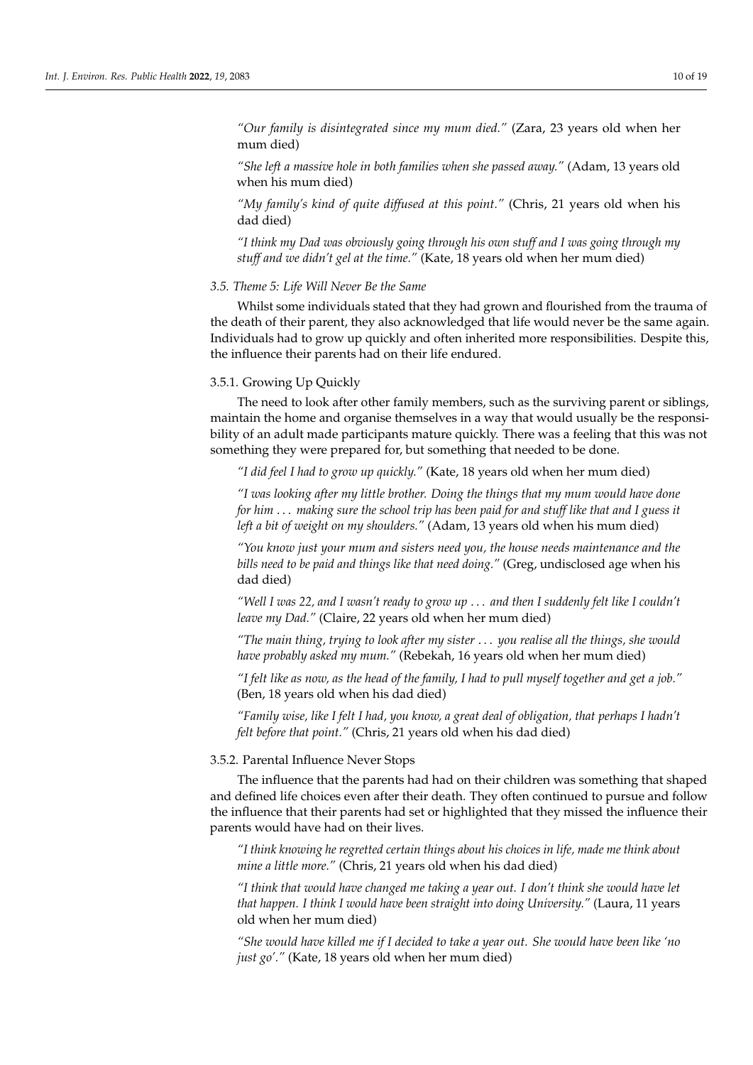*"Our family is disintegrated since my mum died."* (Zara, 23 years old when her mum died)

*"She left a massive hole in both families when she passed away."* (Adam, 13 years old when his mum died)

*"My family's kind of quite diffused at this point."* (Chris, 21 years old when his dad died)

*"I think my Dad was obviously going through his own stuff and I was going through my stuff and we didn't gel at the time."* (Kate, 18 years old when her mum died)

### *3.5. Theme 5: Life Will Never Be the Same*

Whilst some individuals stated that they had grown and flourished from the trauma of the death of their parent, they also acknowledged that life would never be the same again. Individuals had to grow up quickly and often inherited more responsibilities. Despite this, the influence their parents had on their life endured.

#### 3.5.1. Growing Up Quickly

The need to look after other family members, such as the surviving parent or siblings, maintain the home and organise themselves in a way that would usually be the responsibility of an adult made participants mature quickly. There was a feeling that this was not something they were prepared for, but something that needed to be done.

*"I did feel I had to grow up quickly."* (Kate, 18 years old when her mum died)

*"I was looking after my little brother. Doing the things that my mum would have done for him ... making sure the school trip has been paid for and stuff like that and I guess it left a bit of weight on my shoulders."* (Adam, 13 years old when his mum died)

*"You know just your mum and sisters need you, the house needs maintenance and the bills need to be paid and things like that need doing."* (Greg, undisclosed age when his dad died)

*"Well I was 22, and I wasn't ready to grow up ... and then I suddenly felt like I couldn't leave my Dad."* (Claire, 22 years old when her mum died)

*"The main thing, trying to look after my sister ... you realise all the things, she would have probably asked my mum."* (Rebekah, 16 years old when her mum died)

*"I felt like as now, as the head of the family, I had to pull myself together and get a job."* (Ben, 18 years old when his dad died)

*"Family wise, like I felt I had, you know, a great deal of obligation, that perhaps I hadn't felt before that point."* (Chris, 21 years old when his dad died)

#### 3.5.2. Parental Influence Never Stops

The influence that the parents had had on their children was something that shaped and defined life choices even after their death. They often continued to pursue and follow the influence that their parents had set or highlighted that they missed the influence their parents would have had on their lives.

*"I think knowing he regretted certain things about his choices in life, made me think about mine a little more."* (Chris, 21 years old when his dad died)

*"I think that would have changed me taking a year out. I don't think she would have let that happen. I think I would have been straight into doing University."* (Laura, 11 years old when her mum died)

*"She would have killed me if I decided to take a year out. She would have been like 'no just go'."* (Kate, 18 years old when her mum died)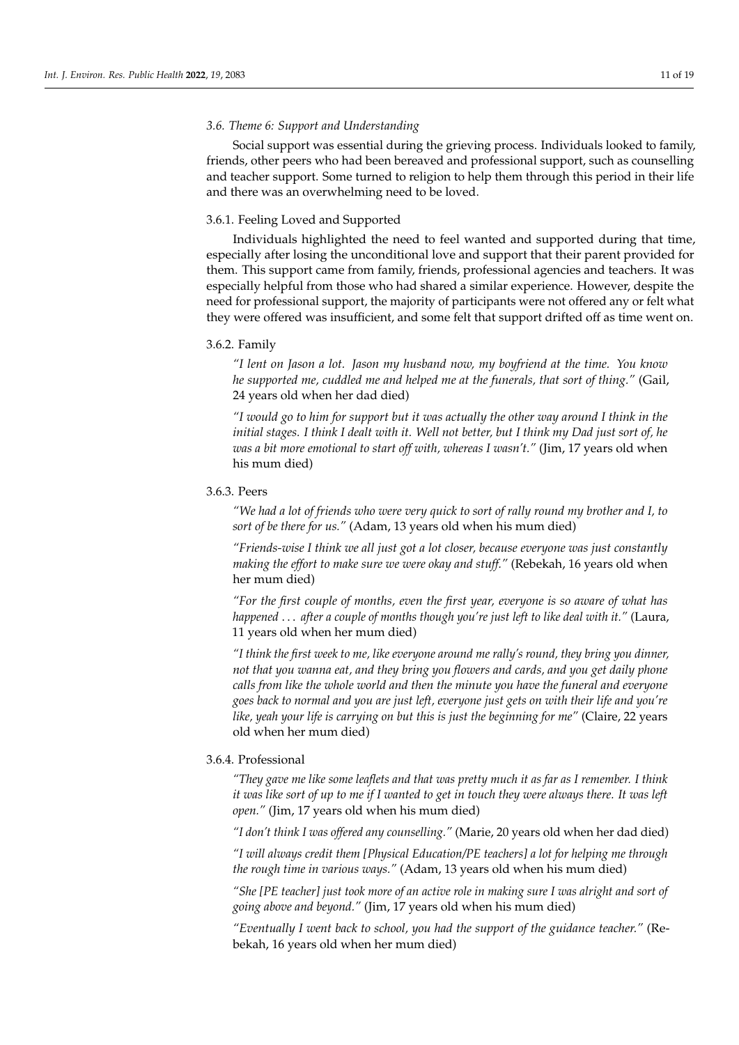### 3.6. Theme 6: Support and Understanding

Social support was essential during the grieving process. Individuals looked to family, friends, other peers who had been bereaved and professional support, such as counselling and teacher support. Some turned to religion to help them through this period in their life and there was an overwhelming need to be loved.

#### 3.6.1. Feeling Loved and Supported

Individuals highlighted the need to feel wanted and supported during that time, especially after losing the unconditional love and support that their parent provided for them. This support came from family, friends, professional agencies and teachers. It was especially helpful from those who had shared a similar experience. However, despite the need for professional support, the majority of participants were not offered any or felt what they were offered was insufficient, and some felt that support drifted off as time went on.

#### 3.6.2. Family

> *"I lent on Jason a lot. Jason my husband now, my boyfriend at the time. You know he supported me, cuddled me and helped me at the funerals, that sort of thing."* (Gail, 24 years old when her dad died)

> *"I would go to him for support but it was actually the other way around I think in the initial stages. I think I dealt with it. Well not better, but I think my Dad just sort of, he was a bit more emotional to start off with, whereas I wasn't."* (Jim, 17 years old when his mum died)

#### 3.6.3. Peers

> *"We had a lot of friends who were very quick to sort of rally round my brother and I, to sort of be there for us."* (Adam, 13 years old when his mum died)

> *"Friends-wise I think we all just got a lot closer, because everyone was just constantly making the effort to make sure we were okay and stuff."* (Rebekah, 16 years old when her mum died)

> *"For the first couple of months, even the first year, everyone is so aware of what has happened ... after a couple of months though you're just left to like deal with it."* (Laura, 11 years old when her mum died)

> *"I think the first week to me, like everyone around me rally's round, they bring you dinner, not that you wanna eat, and they bring you flowers and cards, and you get daily phone calls from like the whole world and then the minute you have the funeral and everyone goes back to normal and you are just left, everyone just gets on with their life and you're like, yeah your life is carrying on but this is just the beginning for me"* (Claire, 22 years old when her mum died)

#### 3.6.4. Professional

> *"They gave me like some leaflets and that was pretty much it as far as I remember. I think it was like sort of up to me if I wanted to get in touch they were always there. It was left open."* (Jim, 17 years old when his mum died)

> *"I don't think I was offered any counselling."* (Marie, 20 years old when her dad died)

> *"I will always credit them [Physical Education/PE teachers] a lot for helping me through the rough time in various ways."* (Adam, 13 years old when his mum died)

> *"She [PE teacher] just took more of an active role in making sure I was alright and sort of going above and beyond."* (Jim, 17 years old when his mum died)

> *"Eventually I went back to school, you had the support of the guidance teacher."* (Rebekah, 16 years old when her mum died)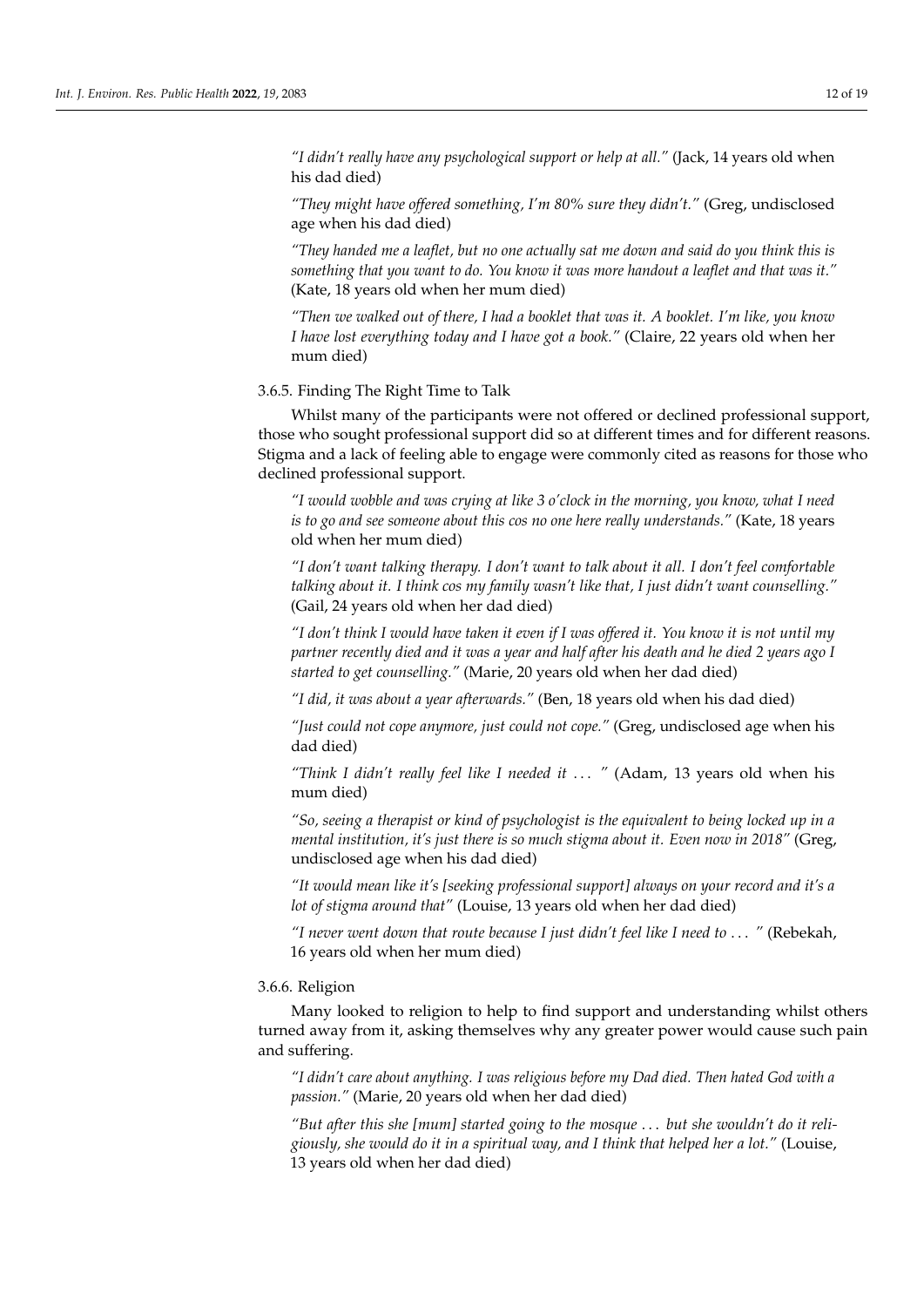*"I didn't really have any psychological support or help at all."* (Jack, 14 years old when his dad died)

*"They might have offered something, I'm 80% sure they didn't."* (Greg, undisclosed age when his dad died)

*"They handed me a leaflet, but no one actually sat me down and said do you think this is something that you want to do. You know it was more handout a leaflet and that was it."* (Kate, 18 years old when her mum died)

*"Then we walked out of there, I had a booklet that was it. A booklet. I'm like, you know I have lost everything today and I have got a book."* (Claire, 22 years old when her mum died)

#### 3.6.5. Finding The Right Time to Talk

Whilst many of the participants were not offered or declined professional support, those who sought professional support did so at different times and for different reasons. Stigma and a lack of feeling able to engage were commonly cited as reasons for those who declined professional support.

*"I would wobble and was crying at like 3 o'clock in the morning, you know, what I need is to go and see someone about this cos no one here really understands."* (Kate, 18 years old when her mum died)

*"I don't want talking therapy. I don't want to talk about it all. I don't feel comfortable talking about it. I think cos my family wasn't like that, I just didn't want counselling."* (Gail, 24 years old when her dad died)

*"I don't think I would have taken it even if I was offered it. You know it is not until my partner recently died and it was a year and half after his death and he died 2 years ago I started to get counselling."* (Marie, 20 years old when her dad died)

*"I did, it was about a year afterwards."* (Ben, 18 years old when his dad died)

*"Just could not cope anymore, just could not cope."* (Greg, undisclosed age when his dad died)

*"Think I didn't really feel like I needed it ... "* (Adam, 13 years old when his mum died)

*"So, seeing a therapist or kind of psychologist is the equivalent to being locked up in a mental institution, it's just there is so much stigma about it. Even now in 2018"* (Greg, undisclosed age when his dad died)

*"It would mean like it's [seeking professional support] always on your record and it's a lot of stigma around that"* (Louise, 13 years old when her dad died)

*"I never went down that route because I just didn't feel like I need to ... "* (Rebekah, 16 years old when her mum died)

#### 3.6.6. Religion

Many looked to religion to help to find support and understanding whilst others turned away from it, asking themselves why any greater power would cause such pain and suffering.

*"I didn't care about anything. I was religious before my Dad died. Then hated God with a passion."* (Marie, 20 years old when her dad died)

*"But after this she [mum] started going to the mosque ... but she wouldn't do it religiously, she would do it in a spiritual way, and I think that helped her a lot."* (Louise, 13 years old when her dad died)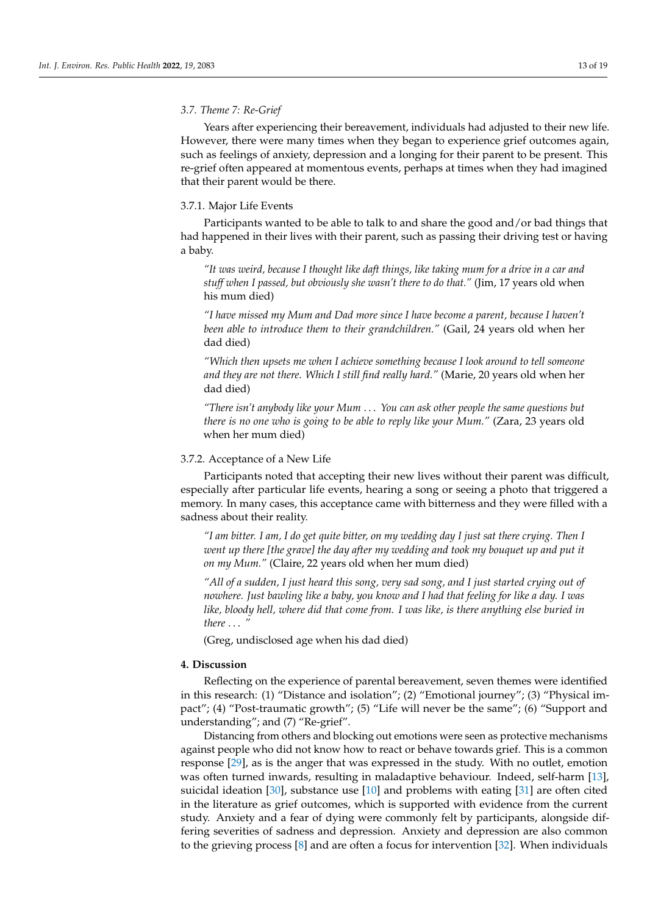### 3.7. Theme 7: Re-Grief

Years after experiencing their bereavement, individuals had adjusted to their new life. However, there were many times when they began to experience grief outcomes again, such as feelings of anxiety, depression and a longing for their parent to be present. This re-grief often appeared at momentous events, perhaps at times when they had imagined that their parent would be there.

#### 3.7.1. Major Life Events

Participants wanted to be able to talk to and share the good and/or bad things that had happened in their lives with their parent, such as passing their driving test or having a baby.

> *"It was weird, because I thought like daft things, like taking mum for a drive in a car and stuff when I passed, but obviously she wasn't there to do that."* (Jim, 17 years old when his mum died)

> *"I have missed my Mum and Dad more since I have become a parent, because I haven't been able to introduce them to their grandchildren."* (Gail, 24 years old when her dad died)

> *"Which then upsets me when I achieve something because I look around to tell someone and they are not there. Which I still find really hard."* (Marie, 20 years old when her dad died)

> *"There isn't anybody like your Mum . . . You can ask other people the same questions but there is no one who is going to be able to reply like your Mum."* (Zara, 23 years old when her mum died)

#### 3.7.2. Acceptance of a New Life

Participants noted that accepting their new lives without their parent was difficult, especially after particular life events, hearing a song or seeing a photo that triggered a memory. In many cases, this acceptance came with bitterness and they were filled with a sadness about their reality.

> *"I am bitter. I am, I do get quite bitter, on my wedding day I just sat there crying. Then I went up there [the grave] the day after my wedding and took my bouquet up and put it on my Mum."* (Claire, 22 years old when her mum died)

> *"All of a sudden, I just heard this song, very sad song, and I just started crying out of nowhere. Just bawling like a baby, you know and I had that feeling for like a day. I was like, bloody hell, where did that come from. I was like, is there anything else buried in there . . . "*
>
> (Greg, undisclosed age when his dad died)

## 4. Discussion

Reflecting on the experience of parental bereavement, seven themes were identified in this research: (1) "Distance and isolation"; (2) "Emotional journey"; (3) "Physical impact"; (4) "Post-traumatic growth"; (5) "Life will never be the same"; (6) "Support and understanding"; and (7) "Re-grief".

Distancing from others and blocking out emotions were seen as protective mechanisms against people who did not know how to react or behave towards grief. This is a common response [29], as is the anger that was expressed in the study. With no outlet, emotion was often turned inwards, resulting in maladaptive behaviour. Indeed, self-harm [13], suicidal ideation [30], substance use [10] and problems with eating [31] are often cited in the literature as grief outcomes, which is supported with evidence from the current study. Anxiety and a fear of dying were commonly felt by participants, alongside differing severities of sadness and depression. Anxiety and depression are also common to the grieving process [8] and are often a focus for intervention [32]. When individuals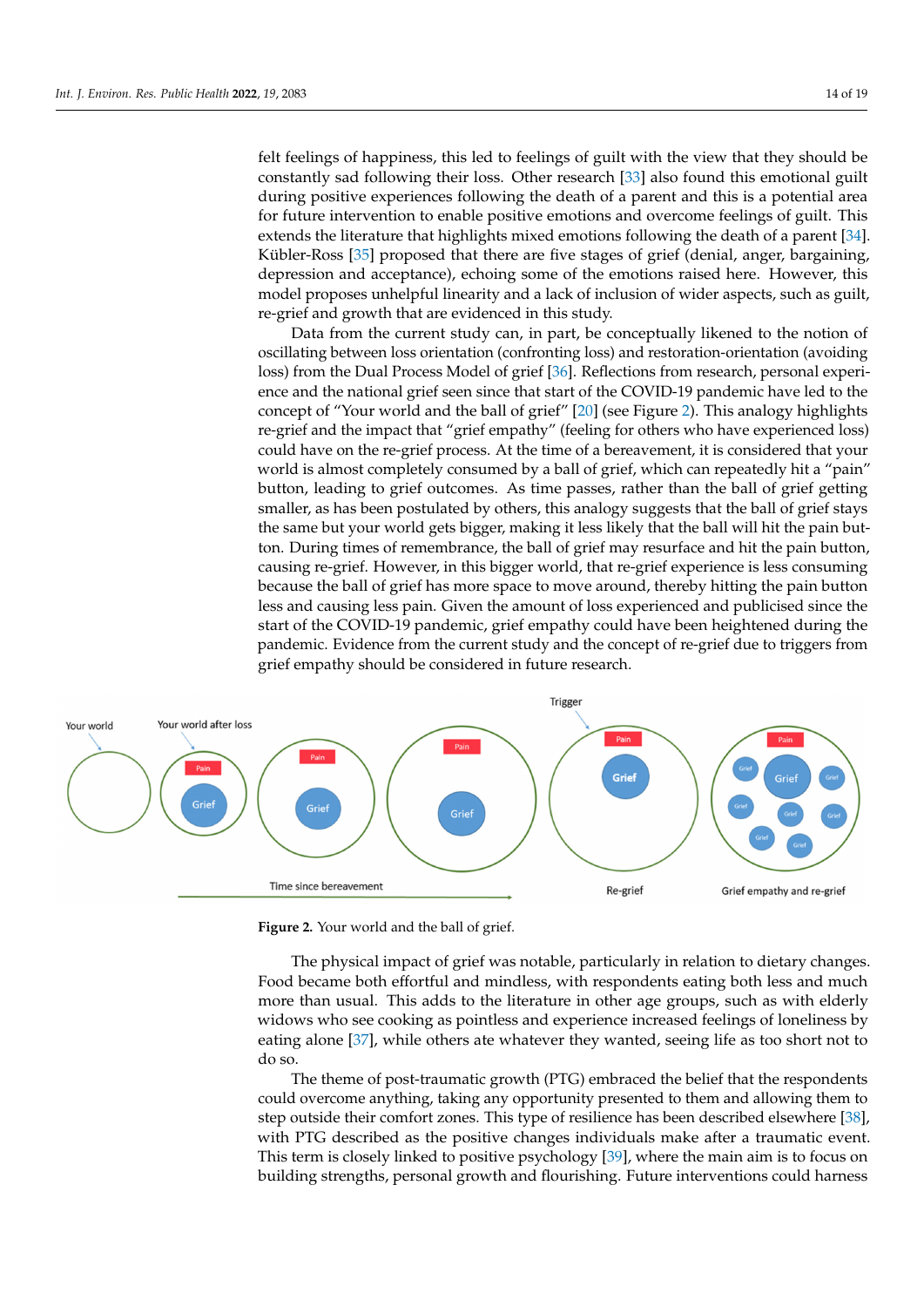felt feelings of happiness, this led to feelings of guilt with the view that they should be constantly sad following their loss. Other research [33] also found this emotional guilt during positive experiences following the death of a parent and this is a potential area for future intervention to enable positive emotions and overcome feelings of guilt. This extends the literature that highlights mixed emotions following the death of a parent [34]. Kübler-Ross [35] proposed that there are five stages of grief (denial, anger, bargaining, depression and acceptance), echoing some of the emotions raised here. However, this model proposes unhelpful linearity and a lack of inclusion of wider aspects, such as guilt, re-grief and growth that are evidenced in this study.

Data from the current study can, in part, be conceptually likened to the notion of oscillating between loss orientation (confronting loss) and restoration-orientation (avoiding loss) from the Dual Process Model of grief [36]. Reflections from research, personal experience and the national grief seen since that start of the COVID-19 pandemic have led to the concept of "Your world and the ball of grief" [20] (see Figure 2). This analogy highlights re-grief and the impact that "grief empathy" (feeling for others who have experienced loss) could have on the re-grief process. At the time of a bereavement, it is considered that your world is almost completely consumed by a ball of grief, which can repeatedly hit a "pain" button, leading to grief outcomes. As time passes, rather than the ball of grief getting smaller, as has been postulated by others, this analogy suggests that the ball of grief stays the same but your world gets bigger, making it less likely that the ball will hit the pain button. During times of remembrance, the ball of grief may resurface and hit the pain button, causing re-grief. However, in this bigger world, that re-grief experience is less consuming because the ball of grief has more space to move around, thereby hitting the pain button less and causing less pain. Given the amount of loss experienced and publicised since the start of the COVID-19 pandemic, grief empathy could have been heightened during the pandemic. Evidence from the current study and the concept of re-grief due to triggers from grief empathy should be considered in future research.

Figure 2. Your world and the ball of grief.

The physical impact of grief was notable, particularly in relation to dietary changes. Food became both effortful and mindless, with respondents eating both less and much more than usual. This adds to the literature in other age groups, such as with elderly widows who see cooking as pointless and experience increased feelings of loneliness by eating alone [37], while others ate whatever they wanted, seeing life as too short not to do so.

The theme of post-traumatic growth (PTG) embraced the belief that the respondents could overcome anything, taking any opportunity presented to them and allowing them to step outside their comfort zones. This type of resilience has been described elsewhere [38], with PTG described as the positive changes individuals make after a traumatic event. This term is closely linked to positive psychology [39], where the main aim is to focus on building strengths, personal growth and flourishing. Future interventions could harness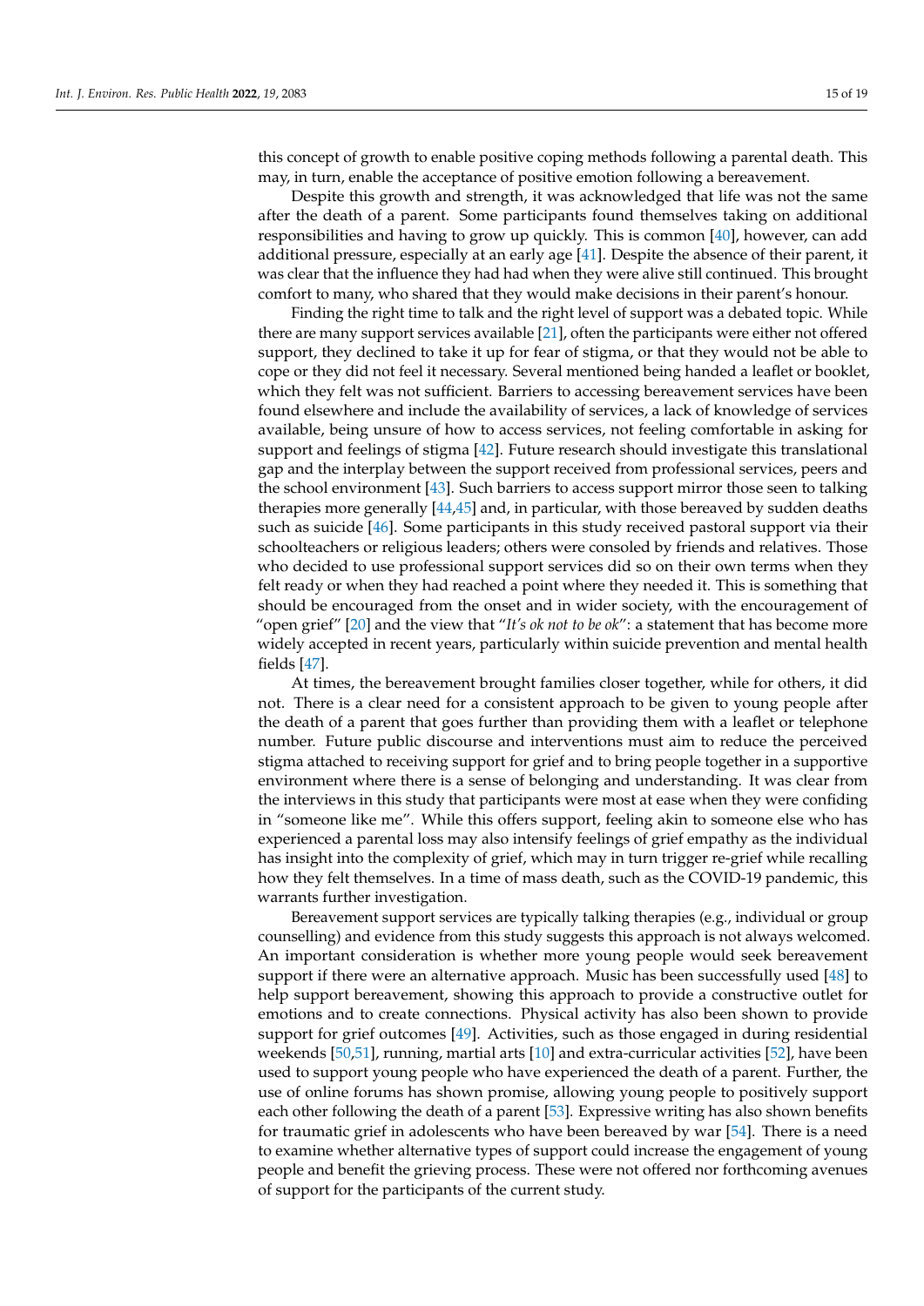this concept of growth to enable positive coping methods following a parental death. This may, in turn, enable the acceptance of positive emotion following a bereavement.

Despite this growth and strength, it was acknowledged that life was not the same after the death of a parent. Some participants found themselves taking on additional responsibilities and having to grow up quickly. This is common [40], however, can add additional pressure, especially at an early age [41]. Despite the absence of their parent, it was clear that the influence they had had when they were alive still continued. This brought comfort to many, who shared that they would make decisions in their parent's honour.

Finding the right time to talk and the right level of support was a debated topic. While there are many support services available [21], often the participants were either not offered support, they declined to take it up for fear of stigma, or that they would not be able to cope or they did not feel it necessary. Several mentioned being handed a leaflet or booklet, which they felt was not sufficient. Barriers to accessing bereavement services have been found elsewhere and include the availability of services, a lack of knowledge of services available, being unsure of how to access services, not feeling comfortable in asking for support and feelings of stigma [42]. Future research should investigate this translational gap and the interplay between the support received from professional services, peers and the school environment [43]. Such barriers to access support mirror those seen to talking therapies more generally [44,45] and, in particular, with those bereaved by sudden deaths such as suicide [46]. Some participants in this study received pastoral support via their schoolteachers or religious leaders; others were consoled by friends and relatives. Those who decided to use professional support services did so on their own terms when they felt ready or when they had reached a point where they needed it. This is something that should be encouraged from the onset and in wider society, with the encouragement of "open grief" [20] and the view that "*It's ok not to be ok*": a statement that has become more widely accepted in recent years, particularly within suicide prevention and mental health fields [47].

At times, the bereavement brought families closer together, while for others, it did not. There is a clear need for a consistent approach to be given to young people after the death of a parent that goes further than providing them with a leaflet or telephone number. Future public discourse and interventions must aim to reduce the perceived stigma attached to receiving support for grief and to bring people together in a supportive environment where there is a sense of belonging and understanding. It was clear from the interviews in this study that participants were most at ease when they were confiding in "someone like me". While this offers support, feeling akin to someone else who has experienced a parental loss may also intensify feelings of grief empathy as the individual has insight into the complexity of grief, which may in turn trigger re-grief while recalling how they felt themselves. In a time of mass death, such as the COVID-19 pandemic, this warrants further investigation.

Bereavement support services are typically talking therapies (e.g., individual or group counselling) and evidence from this study suggests this approach is not always welcomed. An important consideration is whether more young people would seek bereavement support if there were an alternative approach. Music has been successfully used [48] to help support bereavement, showing this approach to provide a constructive outlet for emotions and to create connections. Physical activity has also been shown to provide support for grief outcomes [49]. Activities, such as those engaged in during residential weekends [50,51], running, martial arts [10] and extra-curricular activities [52], have been used to support young people who have experienced the death of a parent. Further, the use of online forums has shown promise, allowing young people to positively support each other following the death of a parent [53]. Expressive writing has also shown benefits for traumatic grief in adolescents who have been bereaved by war [54]. There is a need to examine whether alternative types of support could increase the engagement of young people and benefit the grieving process. These were not offered nor forthcoming avenues of support for the participants of the current study.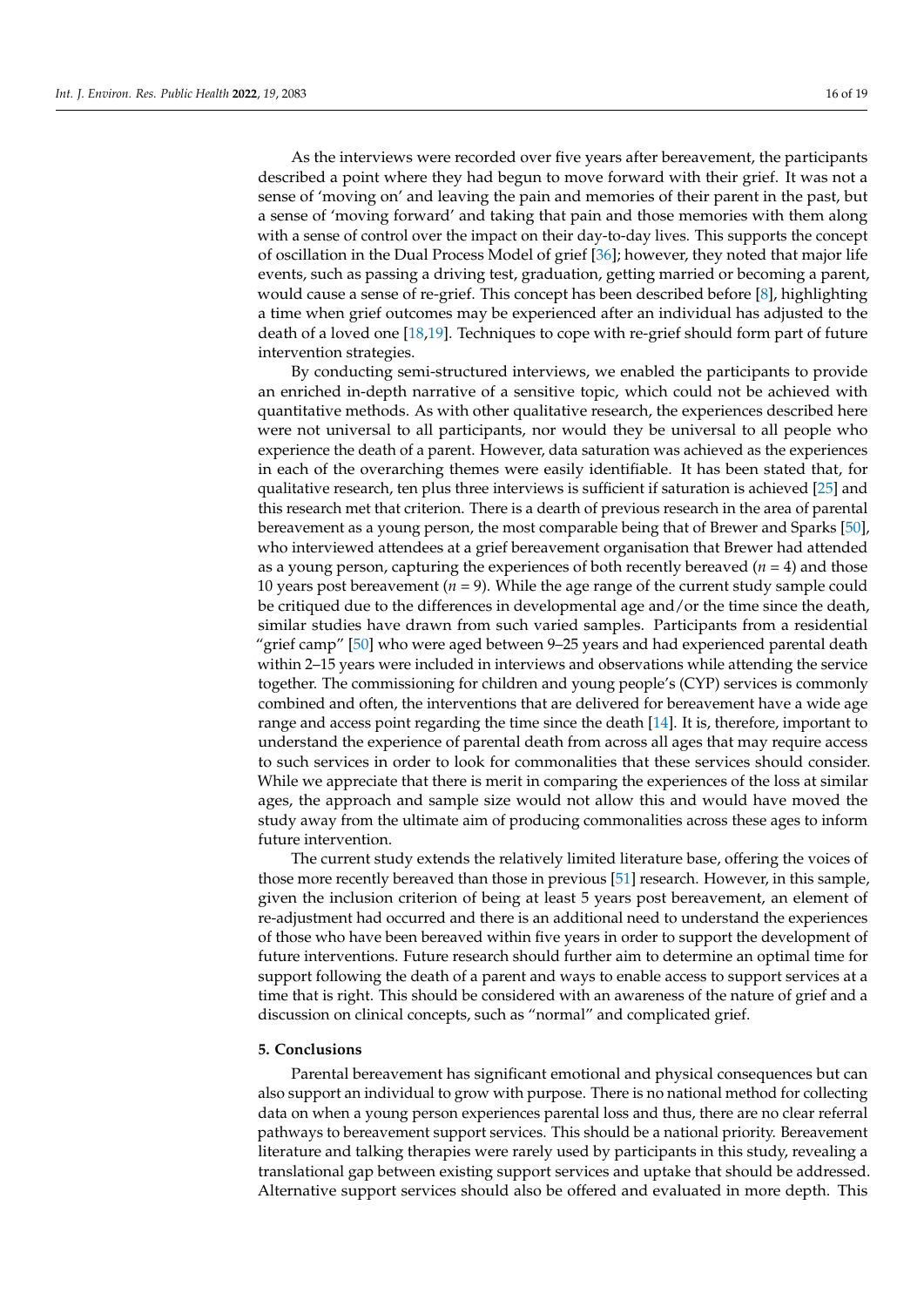As the interviews were recorded over five years after bereavement, the participants described a point where they had begun to move forward with their grief. It was not a sense of 'moving on' and leaving the pain and memories of their parent in the past, but a sense of 'moving forward' and taking that pain and those memories with them along with a sense of control over the impact on their day-to-day lives. This supports the concept of oscillation in the Dual Process Model of grief [36]; however, they noted that major life events, such as passing a driving test, graduation, getting married or becoming a parent, would cause a sense of re-grief. This concept has been described before [8], highlighting a time when grief outcomes may be experienced after an individual has adjusted to the death of a loved one [18,19]. Techniques to cope with re-grief should form part of future intervention strategies.

By conducting semi-structured interviews, we enabled the participants to provide an enriched in-depth narrative of a sensitive topic, which could not be achieved with quantitative methods. As with other qualitative research, the experiences described here were not universal to all participants, nor would they be universal to all people who experience the death of a parent. However, data saturation was achieved as the experiences in each of the overarching themes were easily identifiable. It has been stated that, for qualitative research, ten plus three interviews is sufficient if saturation is achieved [25] and this research met that criterion. There is a dearth of previous research in the area of parental bereavement as a young person, the most comparable being that of Brewer and Sparks [50], who interviewed attendees at a grief bereavement organisation that Brewer had attended as a young person, capturing the experiences of both recently bereaved ($n = 4$) and those 10 years post bereavement ($n = 9$). While the age range of the current study sample could be critiqued due to the differences in developmental age and/or the time since the death, similar studies have drawn from such varied samples. Participants from a residential "grief camp" [50] who were aged between 9–25 years and had experienced parental death within 2–15 years were included in interviews and observations while attending the service together. The commissioning for children and young people's (CYP) services is commonly combined and often, the interventions that are delivered for bereavement have a wide age range and access point regarding the time since the death [14]. It is, therefore, important to understand the experience of parental death from across all ages that may require access to such services in order to look for commonalities that these services should consider. While we appreciate that there is merit in comparing the experiences of the loss at similar ages, the approach and sample size would not allow this and would have moved the study away from the ultimate aim of producing commonalities across these ages to inform future intervention.

The current study extends the relatively limited literature base, offering the voices of those more recently bereaved than those in previous [51] research. However, in this sample, given the inclusion criterion of being at least 5 years post bereavement, an element of re-adjustment had occurred and there is an additional need to understand the experiences of those who have been bereaved within five years in order to support the development of future interventions. Future research should further aim to determine an optimal time for support following the death of a parent and ways to enable access to support services at a time that is right. This should be considered with an awareness of the nature of grief and a discussion on clinical concepts, such as "normal" and complicated grief.

## 5. Conclusions

Parental bereavement has significant emotional and physical consequences but can also support an individual to grow with purpose. There is no national method for collecting data on when a young person experiences parental loss and thus, there are no clear referral pathways to bereavement support services. This should be a national priority. Bereavement literature and talking therapies were rarely used by participants in this study, revealing a translational gap between existing support services and uptake that should be addressed. Alternative support services should also be offered and evaluated in more depth. This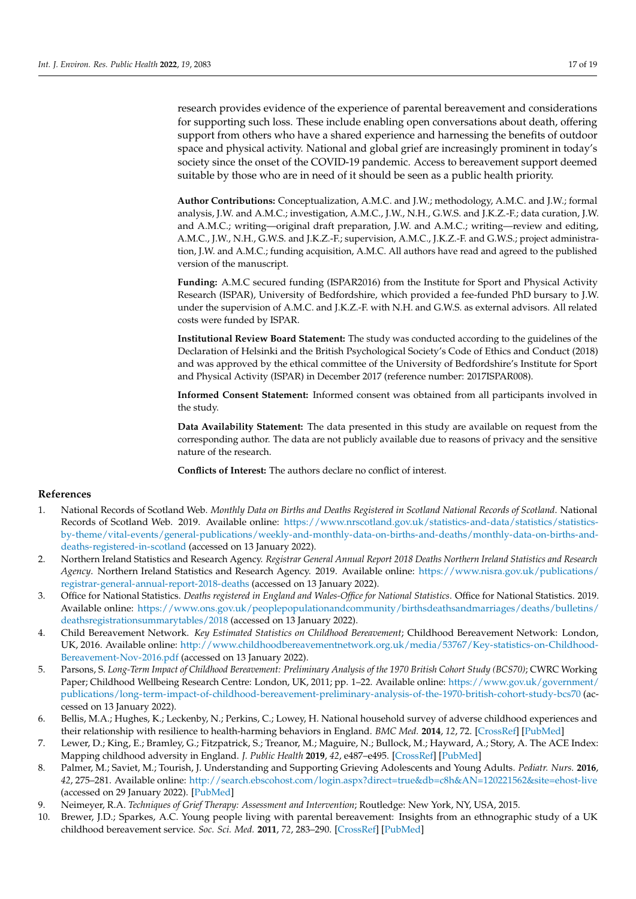research provides evidence of the experience of parental bereavement and considerations for supporting such loss. These include enabling open conversations about death, offering support from others who have a shared experience and harnessing the benefits of outdoor space and physical activity. National and global grief are increasingly prominent in today's society since the onset of the COVID-19 pandemic. Access to bereavement support deemed suitable by those who are in need of it should be seen as a public health priority.

**Author Contributions:** Conceptualization, A.M.C. and J.W.; methodology, A.M.C. and J.W.; formal analysis, J.W. and A.M.C.; investigation, A.M.C., J.W., N.H., G.W.S. and J.K.Z.-F.; data curation, J.W. and A.M.C.; writing—original draft preparation, J.W. and A.M.C.; writing—review and editing, A.M.C., J.W., N.H., G.W.S. and J.K.Z.-F.; supervision, A.M.C., J.K.Z.-F. and G.W.S.; project administration, J.W. and A.M.C.; funding acquisition, A.M.C. All authors have read and agreed to the published version of the manuscript.

**Funding:** A.M.C secured funding (ISPAR2016) from the Institute for Sport and Physical Activity Research (ISPAR), University of Bedfordshire, which provided a fee-funded PhD bursary to J.W. under the supervision of A.M.C. and J.K.Z.-F. with N.H. and G.W.S. as external advisors. All related costs were funded by ISPAR.

**Institutional Review Board Statement:** The study was conducted according to the guidelines of the Declaration of Helsinki and the British Psychological Society's Code of Ethics and Conduct (2018) and was approved by the ethical committee of the University of Bedfordshire's Institute for Sport and Physical Activity (ISPAR) in December 2017 (reference number: 2017ISPAR008).

**Informed Consent Statement:** Informed consent was obtained from all participants involved in the study.

**Data Availability Statement:** The data presented in this study are available on request from the corresponding author. The data are not publicly available due to reasons of privacy and the sensitive nature of the research.

**Conflicts of Interest:** The authors declare no conflict of interest.

## References

1. National Records of Scotland Web. *Monthly Data on Births and Deaths Registered in Scotland National Records of Scotland*. National Records of Scotland Web. 2019. Available online: https://www.nrscotland.gov.uk/statistics-and-data/statistics/statistics-by-theme/vital-events/general-publications/weekly-and-monthly-data-on-births-and-deaths/monthly-data-on-births-and-deaths-registered-in-scotland (accessed on 13 January 2022).
2. Northern Ireland Statistics and Research Agency. *Registrar General Annual Report 2018 Deaths Northern Ireland Statistics and Research Agency*. Northern Ireland Statistics and Research Agency. 2019. Available online: https://www.nisra.gov.uk/publications/registrar-general-annual-report-2018-deaths (accessed on 13 January 2022).
3. Office for National Statistics. *Deaths registered in England and Wales-Office for National Statistics*. Office for National Statistics. 2019. Available online: https://www.ons.gov.uk/peoplepopulationandcommunity/birthsdeathsandmarriages/deaths/bulletins/deathsregistrationsummarytables/2018 (accessed on 13 January 2022).
4. Child Bereavement Network. *Key Estimated Statistics on Childhood Bereavement*; Childhood Bereavement Network: London, UK, 2016. Available online: http://www.childhoodbereavementnetwork.org.uk/media/53767/Key-statistics-on-Childhood-Bereavement-Nov-2016.pdf (accessed on 13 January 2022).
5. Parsons, S. *Long-Term Impact of Childhood Bereavement: Preliminary Analysis of the 1970 British Cohort Study (BCS70)*; CWRC Working Paper; Childhood Wellbeing Research Centre: London, UK, 2011; pp. 1–22. Available online: https://www.gov.uk/government/publications/long-term-impact-of-childhood-bereavement-preliminary-analysis-of-the-1970-british-cohort-study-bcs70 (accessed on 13 January 2022).
6. Bellis, M.A.; Hughes, K.; Leckenby, N.; Perkins, C.; Lowey, H. National household survey of adverse childhood experiences and their relationship with resilience to health-harming behaviors in England. *BMC Med.* **2014**, *12*, 72. [CrossRef] [PubMed]
7. Lewer, D.; King, E.; Bramley, G.; Fitzpatrick, S.; Treanor, M.; Maguire, N.; Bullock, M.; Hayward, A.; Story, A. The ACE Index: Mapping childhood adversity in England. *J. Public Health* **2019**, *42*, e487–e495. [CrossRef] [PubMed]
8. Palmer, M.; Saviet, M.; Tourish, J. Understanding and Supporting Grieving Adolescents and Young Adults. *Pediatr. Nurs.* **2016**, *42*, 275–281. Available online: http://search.ebscohost.com/login.aspx?direct=true&db=c8h&AN=120221562&site=ehost-live (accessed on 29 January 2022). [PubMed]
9. Neimeyer, R.A. *Techniques of Grief Therapy: Assessment and Intervention*; Routledge: New York, NY, USA, 2015.
10. Brewer, J.D.; Sparkes, A.C. Young people living with parental bereavement: Insights from an ethnographic study of a UK childhood bereavement service. *Soc. Sci. Med.* **2011**, *72*, 283–290. [CrossRef] [PubMed]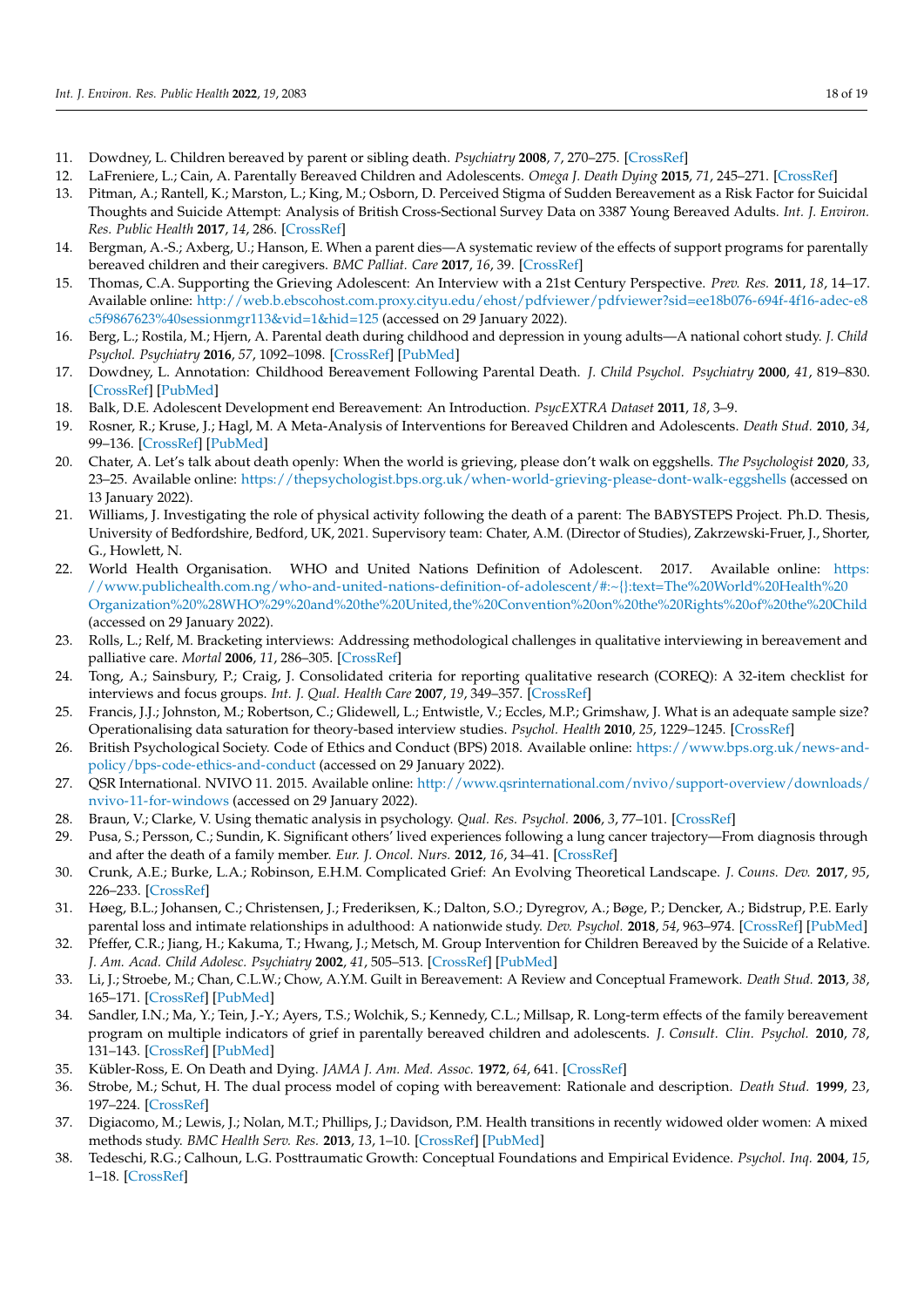11. Dowdney, L. Children bereaved by parent or sibling death. *Psychiatry* **2008**, *7*, 270–275. [CrossRef]
12. LaFreniere, L.; Cain, A. Parentally Bereaved Children and Adolescents. *Omega J. Death Dying* **2015**, *71*, 245–271. [CrossRef]
13. Pitman, A.; Rantell, K.; Marston, L.; King, M.; Osborn, D. Perceived Stigma of Sudden Bereavement as a Risk Factor for Suicidal Thoughts and Suicide Attempt: Analysis of British Cross-Sectional Survey Data on 3387 Young Bereaved Adults. *Int. J. Environ. Res. Public Health* **2017**, *14*, 286. [CrossRef]
14. Bergman, A.-S.; Axberg, U.; Hanson, E. When a parent dies—A systematic review of the effects of support programs for parentally bereaved children and their caregivers. *BMC Palliat. Care* **2017**, *16*, 39. [CrossRef]
15. Thomas, C.A. Supporting the Grieving Adolescent: An Interview with a 21st Century Perspective. *Prev. Res.* **2011**, *18*, 14–17. Available online: http://web.b.ebscohost.com.proxy.cityu.edu/ehost/pdfviewer/pdfviewer?sid=ee18b076-694f-4f16-adec-e8c5f9867623%40sessionmgr113&vid=1&hid=125 (accessed on 29 January 2022).
16. Berg, L.; Rostila, M.; Hjern, A. Parental death during childhood and depression in young adults—A national cohort study. *J. Child Psychol. Psychiatry* **2016**, *57*, 1092–1098. [CrossRef] [PubMed]
17. Dowdney, L. Annotation: Childhood Bereavement Following Parental Death. *J. Child Psychol. Psychiatry* **2000**, *41*, 819–830. [CrossRef] [PubMed]
18. Balk, D.E. Adolescent Development end Bereavement: An Introduction. *PsycEXTRA Dataset* **2011**, *18*, 3–9.
19. Rosner, R.; Kruse, J.; Hagl, M. A Meta-Analysis of Interventions for Bereaved Children and Adolescents. *Death Stud.* **2010**, *34*, 99–136. [CrossRef] [PubMed]
20. Chater, A. Let's talk about death openly: When the world is grieving, please don't walk on eggshells. *The Psychologist* **2020**, *33*, 23–25. Available online: https://thepsychologist.bps.org.uk/when-world-grieving-please-dont-walk-eggshells (accessed on 13 January 2022).
21. Williams, J. Investigating the role of physical activity following the death of a parent: The BABYSTEPS Project. Ph.D. Thesis, University of Bedfordshire, Bedford, UK, 2021. Supervisory team: Chater, A.M. (Director of Studies), Zakrzewski-Fruer, J., Shorter, G., Howlett, N.
22. World Health Organisation. WHO and United Nations Definition of Adolescent. 2017. Available online: https://www.publichealth.com.ng/who-and-united-nations-definition-of-adolescent/#:~{}:text=The%20World%20Health%20Organization%20%28WHO%29%20and%20the%20United,the%20Convention%20on%20the%20Rights%20of%20the%20Child (accessed on 29 January 2022).
23. Rolls, L.; Relf, M. Bracketing interviews: Addressing methodological challenges in qualitative interviewing in bereavement and palliative care. *Mortal* **2006**, *11*, 286–305. [CrossRef]
24. Tong, A.; Sainsbury, P.; Craig, J. Consolidated criteria for reporting qualitative research (COREQ): A 32-item checklist for interviews and focus groups. *Int. J. Qual. Health Care* **2007**, *19*, 349–357. [CrossRef]
25. Francis, J.J.; Johnston, M.; Robertson, C.; Glidewell, L.; Entwistle, V.; Eccles, M.P.; Grimshaw, J. What is an adequate sample size? Operationalising data saturation for theory-based interview studies. *Psychol. Health* **2010**, *25*, 1229–1245. [CrossRef]
26. British Psychological Society. Code of Ethics and Conduct (BPS) 2018. Available online: https://www.bps.org.uk/news-and-policy/bps-code-ethics-and-conduct (accessed on 29 January 2022).
27. QSR International. NVIVO 11. 2015. Available online: http://www.qsrinternational.com/nvivo/support-overview/downloads/nvivo-11-for-windows (accessed on 29 January 2022).
28. Braun, V.; Clarke, V. Using thematic analysis in psychology. *Qual. Res. Psychol.* **2006**, *3*, 77–101. [CrossRef]
29. Pusa, S.; Persson, C.; Sundin, K. Significant others' lived experiences following a lung cancer trajectory—From diagnosis through and after the death of a family member. *Eur. J. Oncol. Nurs.* **2012**, *16*, 34–41. [CrossRef]
30. Crunk, A.E.; Burke, L.A.; Robinson, E.H.M. Complicated Grief: An Evolving Theoretical Landscape. *J. Couns. Dev.* **2017**, *95*, 226–233. [CrossRef]
31. Høeg, B.L.; Johansen, C.; Christensen, J.; Frederiksen, K.; Dalton, S.O.; Dyregrov, A.; Bøge, P.; Dencker, A.; Bidstrup, P.E. Early parental loss and intimate relationships in adulthood: A nationwide study. *Dev. Psychol.* **2018**, *54*, 963–974. [CrossRef] [PubMed]
32. Pfeffer, C.R.; Jiang, H.; Kakuma, T.; Hwang, J.; Metsch, M. Group Intervention for Children Bereaved by the Suicide of a Relative. *J. Am. Acad. Child Adolesc. Psychiatry* **2002**, *41*, 505–513. [CrossRef] [PubMed]
33. Li, J.; Stroebe, M.; Chan, C.L.W.; Chow, A.Y.M. Guilt in Bereavement: A Review and Conceptual Framework. *Death Stud.* **2013**, *38*, 165–171. [CrossRef] [PubMed]
34. Sandler, I.N.; Ma, Y.; Tein, J.-Y.; Ayers, T.S.; Wolchik, S.; Kennedy, C.L.; Millsap, R. Long-term effects of the family bereavement program on multiple indicators of grief in parentally bereaved children and adolescents. *J. Consult. Clin. Psychol.* **2010**, *78*, 131–143. [CrossRef] [PubMed]
35. Kübler-Ross, E. On Death and Dying. *JAMA J. Am. Med. Assoc.* **1972**, *64*, 641. [CrossRef]
36. Strobe, M.; Schut, H. The dual process model of coping with bereavement: Rationale and description. *Death Stud.* **1999**, *23*, 197–224. [CrossRef]
37. Digiacomo, M.; Lewis, J.; Nolan, M.T.; Phillips, J.; Davidson, P.M. Health transitions in recently widowed older women: A mixed methods study. *BMC Health Serv. Res.* **2013**, *13*, 1–10. [CrossRef] [PubMed]
38. Tedeschi, R.G.; Calhoun, L.G. Posttraumatic Growth: Conceptual Foundations and Empirical Evidence. *Psychol. Inq.* **2004**, *15*, 1–18. [CrossRef]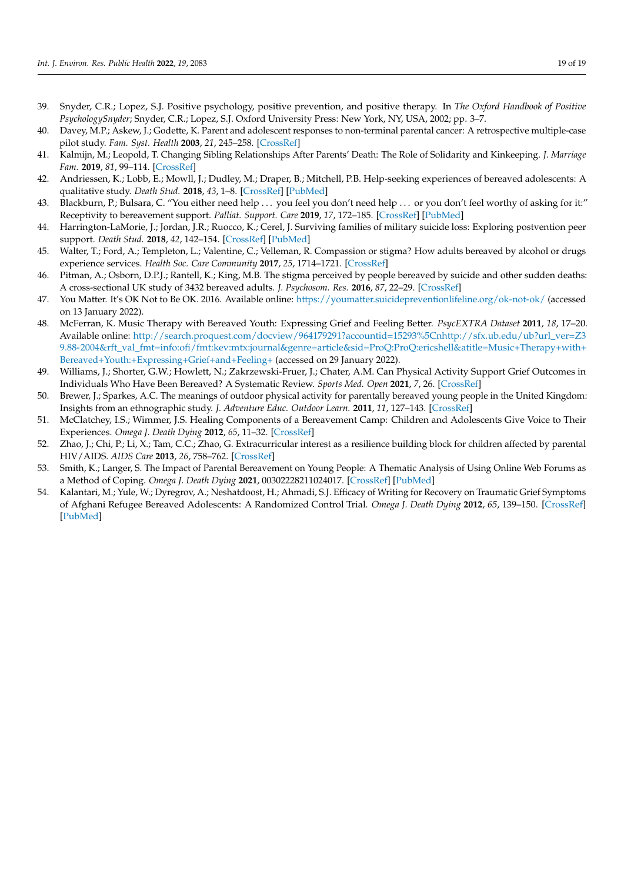39. Snyder, C.R.; Lopez, S.J. Positive psychology, positive prevention, and positive therapy. In *The Oxford Handbook of Positive PsychologySnyder*; Snyder, C.R.; Lopez, S.J. Oxford University Press: New York, NY, USA, 2002; pp. 3–7.
40. Davey, M.P.; Askew, J.; Godette, K. Parent and adolescent responses to non-terminal parental cancer: A retrospective multiple-case pilot study. *Fam. Syst. Health* **2003**, *21*, 245–258. [CrossRef]
41. Kalmijn, M.; Leopold, T. Changing Sibling Relationships After Parents' Death: The Role of Solidarity and Kinkeeping. *J. Marriage Fam.* **2019**, *81*, 99–114. [CrossRef]
42. Andriessen, K.; Lobb, E.; Mowll, J.; Dudley, M.; Draper, B.; Mitchell, P.B. Help-seeking experiences of bereaved adolescents: A qualitative study. *Death Stud.* **2018**, *43*, 1–8. [CrossRef] [PubMed]
43. Blackburn, P.; Bulsara, C. "You either need help ... you feel you don't need help ... or you don't feel worthy of asking for it:" Receptivity to bereavement support. *Palliat. Support. Care* **2019**, *17*, 172–185. [CrossRef] [PubMed]
44. Harrington-LaMorie, J.; Jordan, J.R.; Ruocco, K.; Cerel, J. Surviving families of military suicide loss: Exploring postvention peer support. *Death Stud.* **2018**, *42*, 142–154. [CrossRef] [PubMed]
45. Walter, T.; Ford, A.; Templeton, L.; Valentine, C.; Velleman, R. Compassion or stigma? How adults bereaved by alcohol or drugs experience services. *Health Soc. Care Community* **2017**, *25*, 1714–1721. [CrossRef]
46. Pitman, A.; Osborn, D.P.J.; Rantell, K.; King, M.B. The stigma perceived by people bereaved by suicide and other sudden deaths: A cross-sectional UK study of 3432 bereaved adults. *J. Psychosom. Res.* **2016**, *87*, 22–29. [CrossRef]
47. You Matter. It's OK Not to Be OK. 2016. Available online: https://youmatter.suicidepreventionlifeline.org/ok-not-ok/ (accessed on 13 January 2022).
48. McFerran, K. Music Therapy with Bereaved Youth: Expressing Grief and Feeling Better. *PsycEXTRA Dataset* **2011**, *18*, 17–20. Available online: http://search.proquest.com/docview/964179291?accountid=15293%5Cnhttp://sfx.ub.edu/ub?url_ver=Z39.88-2004&rft_val_fmt=info:ofi/fmt:kev:mtx:journal&genre=article&sid=ProQ:ProQ:ericshell&atitle=Music+Therapy+with+Bereaved+Youth:+Expressing+Grief+and+Feeling+ (accessed on 29 January 2022).
49. Williams, J.; Shorter, G.W.; Howlett, N.; Zakrzewski-Fruer, J.; Chater, A.M. Can Physical Activity Support Grief Outcomes in Individuals Who Have Been Bereaved? A Systematic Review. *Sports Med. Open* **2021**, *7*, 26. [CrossRef]
50. Brewer, J.; Sparkes, A.C. The meanings of outdoor physical activity for parentally bereaved young people in the United Kingdom: Insights from an ethnographic study. *J. Adventure Educ. Outdoor Learn.* **2011**, *11*, 127–143. [CrossRef]
51. McClatchey, I.S.; Wimmer, J.S. Healing Components of a Bereavement Camp: Children and Adolescents Give Voice to Their Experiences. *Omega J. Death Dying* **2012**, *65*, 11–32. [CrossRef]
52. Zhao, J.; Chi, P.; Li, X.; Tam, C.C.; Zhao, G. Extracurricular interest as a resilience building block for children affected by parental HIV/AIDS. *AIDS Care* **2013**, *26*, 758–762. [CrossRef]
53. Smith, K.; Langer, S. The Impact of Parental Bereavement on Young People: A Thematic Analysis of Using Online Web Forums as a Method of Coping. *Omega J. Death Dying* **2021**, 00302228211024017. [CrossRef] [PubMed]
54. Kalantari, M.; Yule, W.; Dyregrov, A.; Neshatdoost, H.; Ahmadi, S.J. Efficacy of Writing for Recovery on Traumatic Grief Symptoms of Afghani Refugee Bereaved Adolescents: A Randomized Control Trial. *Omega J. Death Dying* **2012**, *65*, 139–150. [CrossRef] [PubMed]